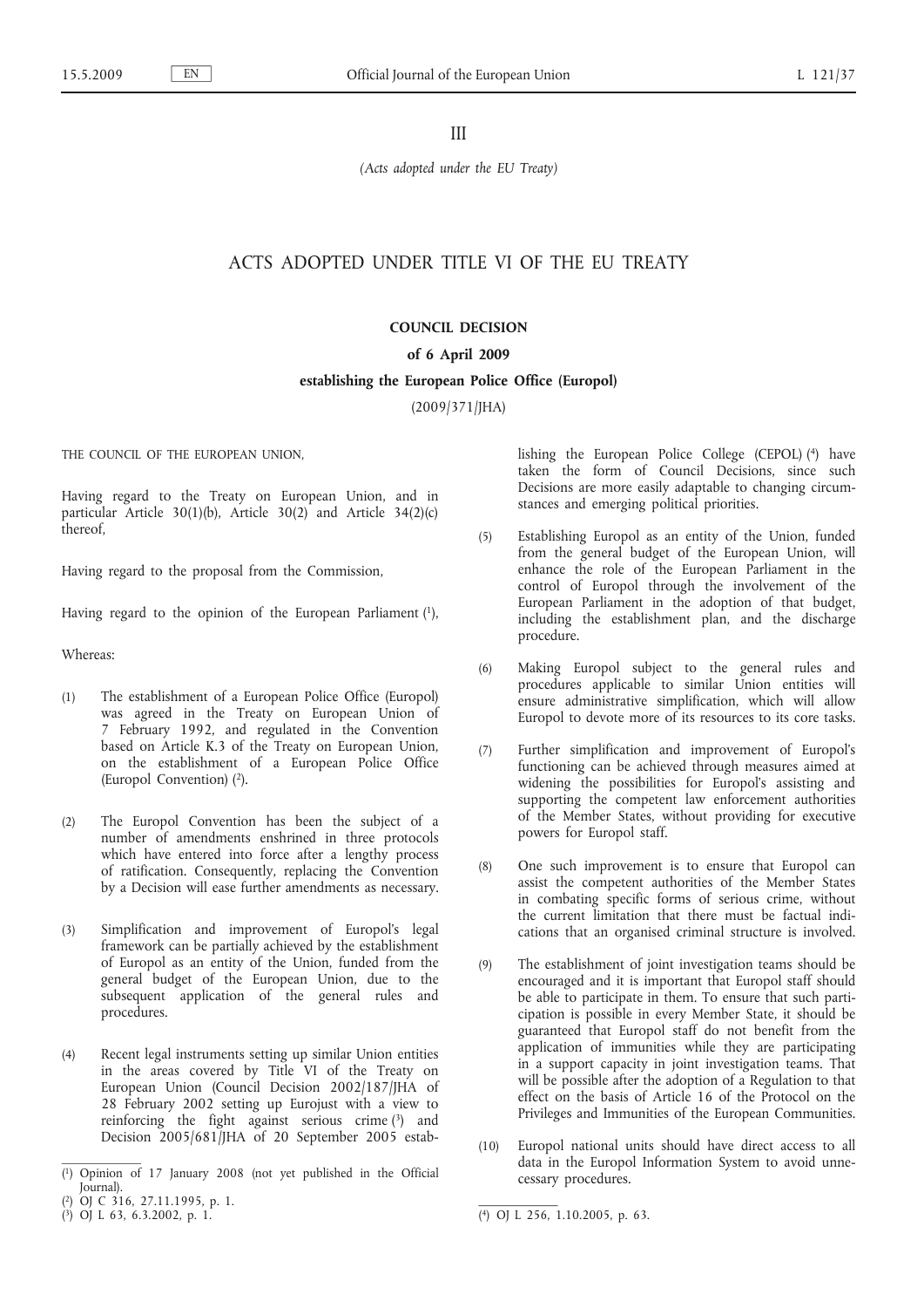III

*(Acts adopted under the EU Treaty)*

# ACTS ADOPTED UNDER TITLE VI OF THE EU TREATY

## COUNCIL DECISION

### of 6 April 2009

### establishing the European Police Office (Europol)

(2009/371/JHA)

THE COUNCIL OF THE EUROPEAN UNION,

Having regard to the Treaty on European Union, and in particular Article 30(1)(b), Article 30(2) and Article 34(2)(c) thereof,

Having regard to the proposal from the Commission,

Having regard to the opinion of the European Parliament [1],

Whereas:

(1) The establishment of a European Police Office (Europol) was agreed in the Treaty on European Union of 7 February 1992, and regulated in the Convention based on Article K.3 of the Treaty on European Union, on the establishment of a European Police Office (Europol Convention) [2].

(2) The Europol Convention has been the subject of a number of amendments enshrined in three protocols which have entered into force after a lengthy process of ratification. Consequently, replacing the Convention by a Decision will ease further amendments as necessary.

(3) Simplification and improvement of Europol's legal framework can be partially achieved by the establishment of Europol as an entity of the Union, funded from the general budget of the European Union, due to the subsequent application of the general rules and procedures.

(4) Recent legal instruments setting up similar Union entities in the areas covered by Title VI of the Treaty on European Union (Council Decision 2002/187/JHA of 28 February 2002 setting up Eurojust with a view to reinforcing the fight against serious crime [3] and Decision 2005/681/JHA of 20 September 2005 establishing the European Police College (CEPOL) [4] have taken the form of Council Decisions, since such Decisions are more easily adaptable to changing circumstances and emerging political priorities.

(5) Establishing Europol as an entity of the Union, funded from the general budget of the European Union, will enhance the role of the European Parliament in the control of Europol through the involvement of the European Parliament in the adoption of that budget, including the establishment plan, and the discharge procedure.

(6) Making Europol subject to the general rules and procedures applicable to similar Union entities will ensure administrative simplification, which will allow Europol to devote more of its resources to its core tasks.

(7) Further simplification and improvement of Europol's functioning can be achieved through measures aimed at widening the possibilities for Europol's assisting and supporting the competent law enforcement authorities of the Member States, without providing for executive powers for Europol staff.

(8) One such improvement is to ensure that Europol can assist the competent authorities of the Member States in combating specific forms of serious crime, without the current limitation that there must be factual indications that an organised criminal structure is involved.

(9) The establishment of joint investigation teams should be encouraged and it is important that Europol staff should be able to participate in them. To ensure that such participation is possible in every Member State, it should be guaranteed that Europol staff do not benefit from the application of immunities while they are participating in a support capacity in joint investigation teams. That will be possible after the adoption of a Regulation to that effect on the basis of Article 16 of the Protocol on the Privileges and Immunities of the European Communities.

(10) Europol national units should have direct access to all data in the Europol Information System to avoid unnecessary procedures.

---

[1] Opinion of 17 January 2008 (not yet published in the Official Journal).

[2] OJ C 316, 27.11.1995, p. 1.

[3] OJ L 63, 6.3.2002, p. 1.

[4] OJ L 256, 1.10.2005, p. 63.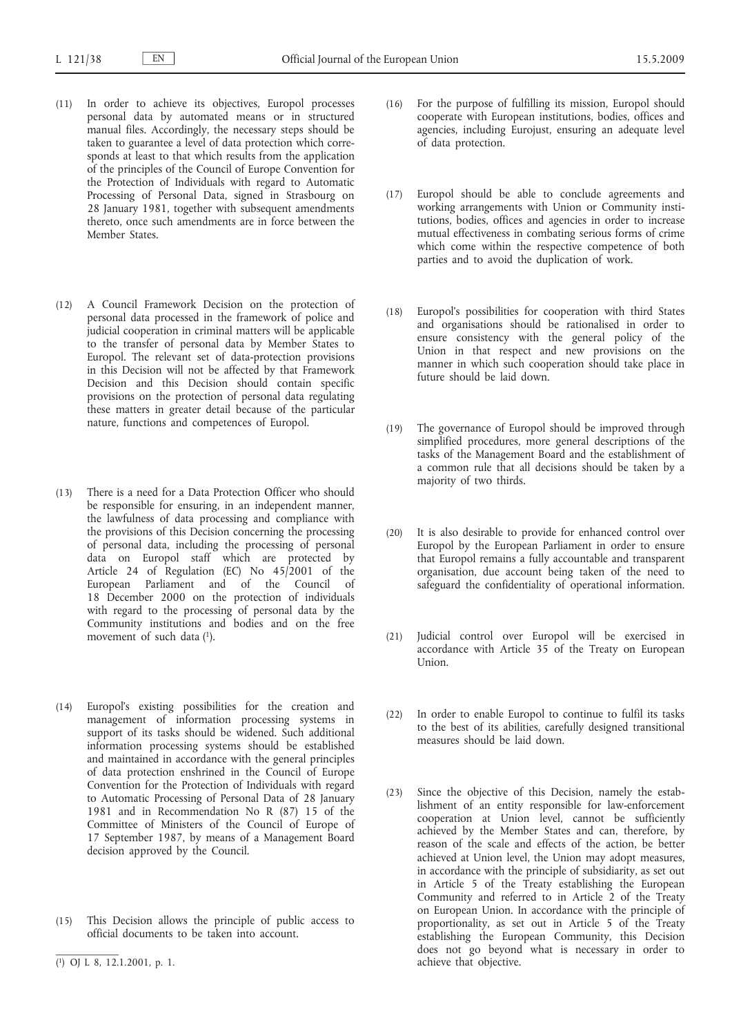(11) In order to achieve its objectives, Europol processes personal data by automated means or in structured manual files. Accordingly, the necessary steps should be taken to guarantee a level of data protection which corresponds at least to that which results from the application of the principles of the Council of Europe Convention for the Protection of Individuals with regard to Automatic Processing of Personal Data, signed in Strasbourg on 28 January 1981, together with subsequent amendments thereto, once such amendments are in force between the Member States.

(12) A Council Framework Decision on the protection of personal data processed in the framework of police and judicial cooperation in criminal matters will be applicable to the transfer of personal data by Member States to Europol. The relevant set of data-protection provisions in this Decision will not be affected by that Framework Decision and this Decision should contain specific provisions on the protection of personal data regulating these matters in greater detail because of the particular nature, functions and competences of Europol.

(13) There is a need for a Data Protection Officer who should be responsible for ensuring, in an independent manner, the lawfulness of data processing and compliance with the provisions of this Decision concerning the processing of personal data, including the processing of personal data on Europol staff which are protected by Article 24 of Regulation (EC) No 45/2001 of the European Parliament and of the Council of 18 December 2000 on the protection of individuals with regard to the processing of personal data by the Community institutions and bodies and on the free movement of such data [1].

(14) Europol's existing possibilities for the creation and management of information processing systems in support of its tasks should be widened. Such additional information processing systems should be established and maintained in accordance with the general principles of data protection enshrined in the Council of Europe Convention for the Protection of Individuals with regard to Automatic Processing of Personal Data of 28 January 1981 and in Recommendation No R (87) 15 of the Committee of Ministers of the Council of Europe of 17 September 1987, by means of a Management Board decision approved by the Council.

(15) This Decision allows the principle of public access to official documents to be taken into account.

(16) For the purpose of fulfilling its mission, Europol should cooperate with European institutions, bodies, offices and agencies, including Eurojust, ensuring an adequate level of data protection.

(17) Europol should be able to conclude agreements and working arrangements with Union or Community institutions, bodies, offices and agencies in order to increase mutual effectiveness in combating serious forms of crime which come within the respective competence of both parties and to avoid the duplication of work.

(18) Europol's possibilities for cooperation with third States and organisations should be rationalised in order to ensure consistency with the general policy of the Union in that respect and new provisions on the manner in which such cooperation should take place in future should be laid down.

(19) The governance of Europol should be improved through simplified procedures, more general descriptions of the tasks of the Management Board and the establishment of a common rule that all decisions should be taken by a majority of two thirds.

(20) It is also desirable to provide for enhanced control over Europol by the European Parliament in order to ensure that Europol remains a fully accountable and transparent organisation, due account being taken of the need to safeguard the confidentiality of operational information.

(21) Judicial control over Europol will be exercised in accordance with Article 35 of the Treaty on European Union.

(22) In order to enable Europol to continue to fulfil its tasks to the best of its abilities, carefully designed transitional measures should be laid down.

(23) Since the objective of this Decision, namely the establishment of an entity responsible for law-enforcement cooperation at Union level, cannot be sufficiently achieved by the Member States and can, therefore, by reason of the scale and effects of the action, be better achieved at Union level, the Union may adopt measures, in accordance with the principle of subsidiarity, as set out in Article 5 of the Treaty establishing the European Community and referred to in Article 2 of the Treaty on European Union. In accordance with the principle of proportionality, as set out in Article 5 of the Treaty establishing the European Community, this Decision does not go beyond what is necessary in order to achieve that objective.

[1] OJ L 8, 12.1.2001, p. 1.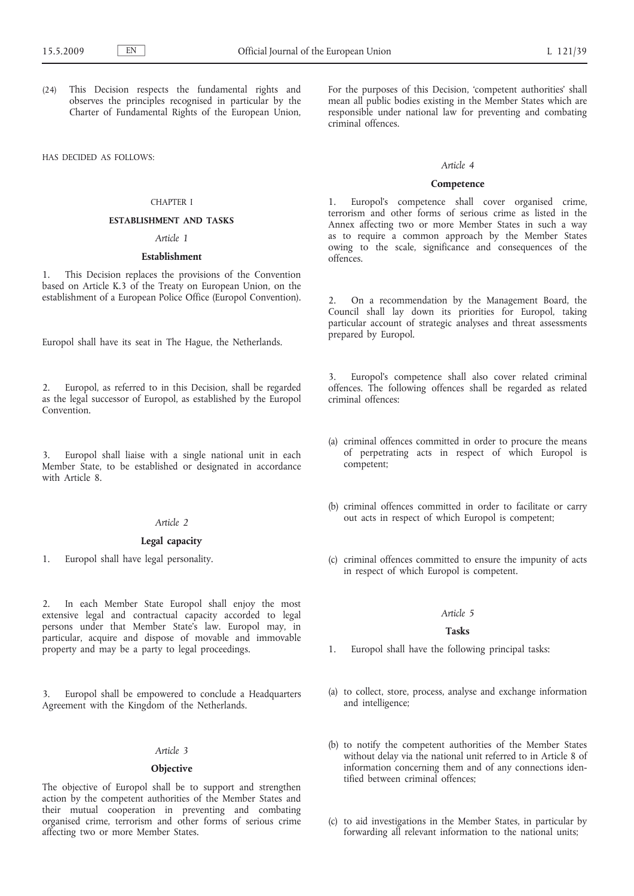(24) This Decision respects the fundamental rights and observes the principles recognised in particular by the Charter of Fundamental Rights of the European Union,

HAS DECIDED AS FOLLOWS:

## CHAPTER I

## ESTABLISHMENT AND TASKS

### *Article 1*

### Establishment

1. This Decision replaces the provisions of the Convention based on Article K.3 of the Treaty on European Union, on the establishment of a European Police Office (Europol Convention).

Europol shall have its seat in The Hague, the Netherlands.

2. Europol, as referred to in this Decision, shall be regarded as the legal successor of Europol, as established by the Europol Convention.

3. Europol shall liaise with a single national unit in each Member State, to be established or designated in accordance with Article 8.

### *Article 2*

### Legal capacity

1. Europol shall have legal personality.

2. In each Member State Europol shall enjoy the most extensive legal and contractual capacity accorded to legal persons under that Member State's law. Europol may, in particular, acquire and dispose of movable and immovable property and may be a party to legal proceedings.

3. Europol shall be empowered to conclude a Headquarters Agreement with the Kingdom of the Netherlands.

### *Article 3*

### Objective

The objective of Europol shall be to support and strengthen action by the competent authorities of the Member States and their mutual cooperation in preventing and combating organised crime, terrorism and other forms of serious crime affecting two or more Member States.

For the purposes of this Decision, 'competent authorities' shall mean all public bodies existing in the Member States which are responsible under national law for preventing and combating criminal offences.

### *Article 4*

### Competence

1. Europol's competence shall cover organised crime, terrorism and other forms of serious crime as listed in the Annex affecting two or more Member States in such a way as to require a common approach by the Member States owing to the scale, significance and consequences of the offences.

2. On a recommendation by the Management Board, the Council shall lay down its priorities for Europol, taking particular account of strategic analyses and threat assessments prepared by Europol.

3. Europol's competence shall also cover related criminal offences. The following offences shall be regarded as related criminal offences:

(a) criminal offences committed in order to procure the means of perpetrating acts in respect of which Europol is competent;

(b) criminal offences committed in order to facilitate or carry out acts in respect of which Europol is competent;

(c) criminal offences committed to ensure the impunity of acts in respect of which Europol is competent.

### *Article 5*

### Tasks

1. Europol shall have the following principal tasks:

(a) to collect, store, process, analyse and exchange information and intelligence;

(b) to notify the competent authorities of the Member States without delay via the national unit referred to in Article 8 of information concerning them and of any connections identified between criminal offences;

(c) to aid investigations in the Member States, in particular by forwarding all relevant information to the national units;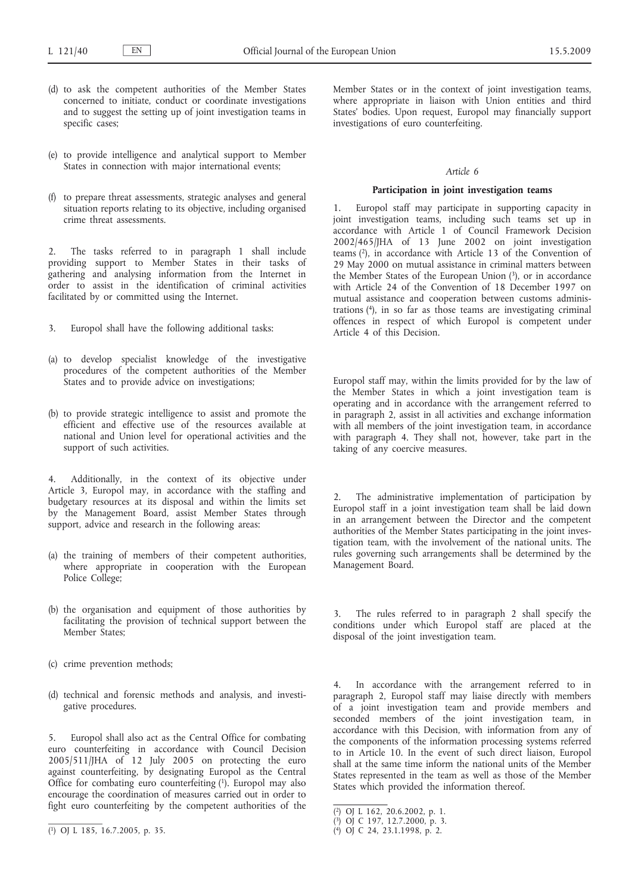(d) to ask the competent authorities of the Member States concerned to initiate, conduct or coordinate investigations and to suggest the setting up of joint investigation teams in specific cases;

(e) to provide intelligence and analytical support to Member States in connection with major international events;

(f) to prepare threat assessments, strategic analyses and general situation reports relating to its objective, including organised crime threat assessments.

2. The tasks referred to in paragraph 1 shall include providing support to Member States in their tasks of gathering and analysing information from the Internet in order to assist in the identification of criminal activities facilitated by or committed using the Internet.

3. Europol shall have the following additional tasks:

(a) to develop specialist knowledge of the investigative procedures of the competent authorities of the Member States and to provide advice on investigations;

(b) to provide strategic intelligence to assist and promote the efficient and effective use of the resources available at national and Union level for operational activities and the support of such activities.

4. Additionally, in the context of its objective under Article 3, Europol may, in accordance with the staffing and budgetary resources at its disposal and within the limits set by the Management Board, assist Member States through support, advice and research in the following areas:

(a) the training of members of their competent authorities, where appropriate in cooperation with the European Police College;

(b) the organisation and equipment of those authorities by facilitating the provision of technical support between the Member States;

(c) crime prevention methods;

(d) technical and forensic methods and analysis, and investigative procedures.

5. Europol shall also act as the Central Office for combating euro counterfeiting in accordance with Council Decision 2005/511/JHA of 12 July 2005 on protecting the euro against counterfeiting, by designating Europol as the Central Office for combating euro counterfeiting [1]. Europol may also encourage the coordination of measures carried out in order to fight euro counterfeiting by the competent authorities of the Member States or in the context of joint investigation teams, where appropriate in liaison with Union entities and third States' bodies. Upon request, Europol may financially support investigations of euro counterfeiting.

*Article 6*

**Participation in joint investigation teams**

1. Europol staff may participate in supporting capacity in joint investigation teams, including such teams set up in accordance with Article 1 of Council Framework Decision 2002/465/JHA of 13 June 2002 on joint investigation teams [2], in accordance with Article 13 of the Convention of 29 May 2000 on mutual assistance in criminal matters between the Member States of the European Union [3], or in accordance with Article 24 of the Convention of 18 December 1997 on mutual assistance and cooperation between customs administrations [4], in so far as those teams are investigating criminal offences in respect of which Europol is competent under Article 4 of this Decision.

Europol staff may, within the limits provided for by the law of the Member States in which a joint investigation team is operating and in accordance with the arrangement referred to in paragraph 2, assist in all activities and exchange information with all members of the joint investigation team, in accordance with paragraph 4. They shall not, however, take part in the taking of any coercive measures.

2. The administrative implementation of participation by Europol staff in a joint investigation team shall be laid down in an arrangement between the Director and the competent authorities of the Member States participating in the joint investigation team, with the involvement of the national units. The rules governing such arrangements shall be determined by the Management Board.

3. The rules referred to in paragraph 2 shall specify the conditions under which Europol staff are placed at the disposal of the joint investigation team.

4. In accordance with the arrangement referred to in paragraph 2, Europol staff may liaise directly with members of a joint investigation team and provide members and seconded members of the joint investigation team, in accordance with this Decision, with information from any of the components of the information processing systems referred to in Article 10. In the event of such direct liaison, Europol shall at the same time inform the national units of the Member States represented in the team as well as those of the Member States which provided the information thereof.

---

[1] OJ L 185, 16.7.2005, p. 35.

[2] OJ L 162, 20.6.2002, p. 1.

[3] OJ C 197, 12.7.2000, p. 3.

[4] OJ C 24, 23.1.1998, p. 2.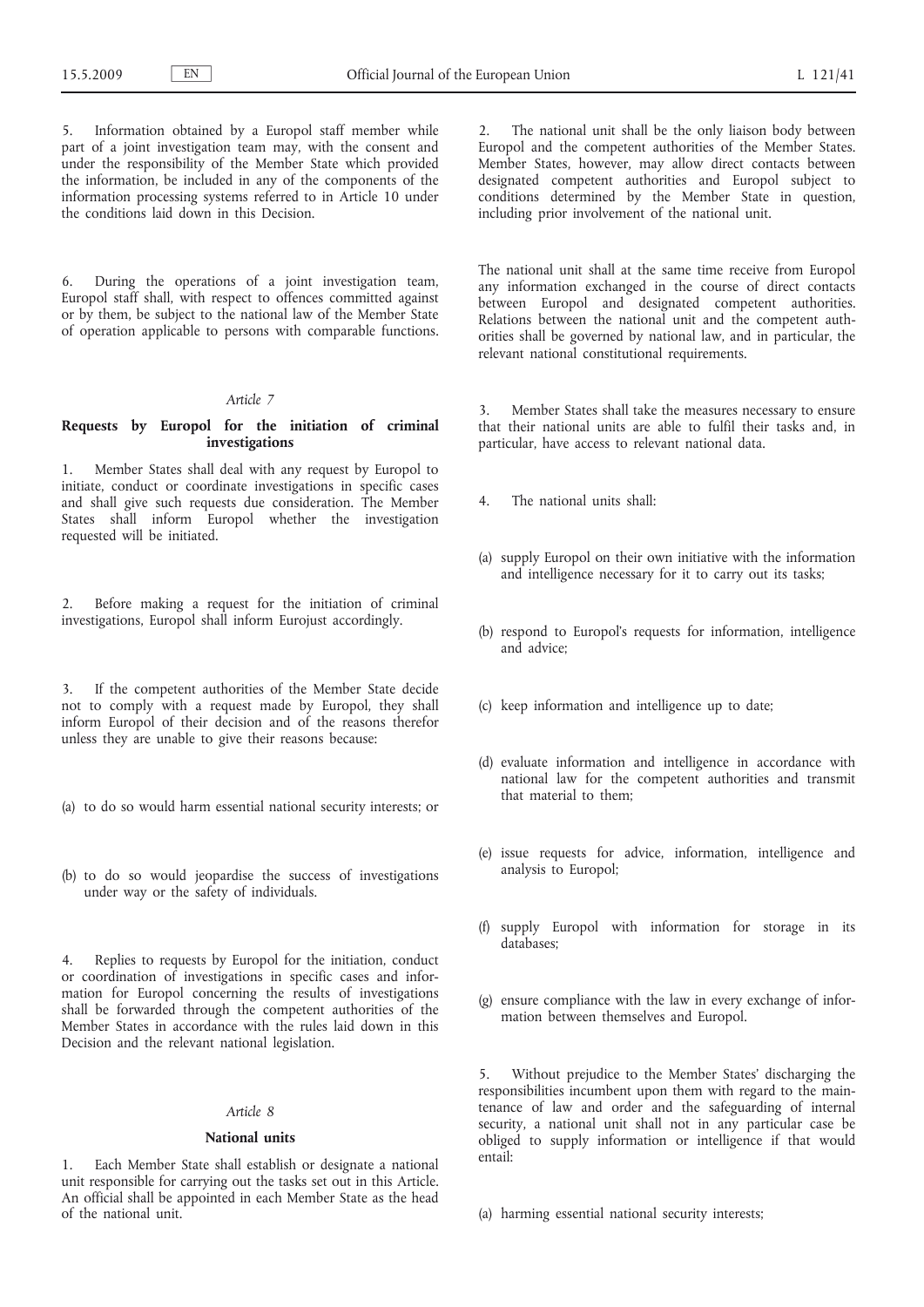5. Information obtained by a Europol staff member while part of a joint investigation team may, with the consent and under the responsibility of the Member State which provided the information, be included in any of the components of the information processing systems referred to in Article 10 under the conditions laid down in this Decision.

6. During the operations of a joint investigation team, Europol staff shall, with respect to offences committed against or by them, be subject to the national law of the Member State of operation applicable to persons with comparable functions.

*Article 7*

**Requests by Europol for the initiation of criminal investigations**

1. Member States shall deal with any request by Europol to initiate, conduct or coordinate investigations in specific cases and shall give such requests due consideration. The Member States shall inform Europol whether the investigation requested will be initiated.

2. Before making a request for the initiation of criminal investigations, Europol shall inform Eurojust accordingly.

3. If the competent authorities of the Member State decide not to comply with a request made by Europol, they shall inform Europol of their decision and of the reasons therefor unless they are unable to give their reasons because:

(a) to do so would harm essential national security interests; or

(b) to do so would jeopardise the success of investigations under way or the safety of individuals.

4. Replies to requests by Europol for the initiation, conduct or coordination of investigations in specific cases and information for Europol concerning the results of investigations shall be forwarded through the competent authorities of the Member States in accordance with the rules laid down in this Decision and the relevant national legislation.

*Article 8*

**National units**

1. Each Member State shall establish or designate a national unit responsible for carrying out the tasks set out in this Article. An official shall be appointed in each Member State as the head of the national unit.

2. The national unit shall be the only liaison body between Europol and the competent authorities of the Member States. Member States, however, may allow direct contacts between designated competent authorities and Europol subject to conditions determined by the Member State in question, including prior involvement of the national unit.

The national unit shall at the same time receive from Europol any information exchanged in the course of direct contacts between Europol and designated competent authorities. Relations between the national unit and the competent authorities shall be governed by national law, and in particular, the relevant national constitutional requirements.

3. Member States shall take the measures necessary to ensure that their national units are able to fulfil their tasks and, in particular, have access to relevant national data.

4. The national units shall:

(a) supply Europol on their own initiative with the information and intelligence necessary for it to carry out its tasks;

(b) respond to Europol's requests for information, intelligence and advice;

(c) keep information and intelligence up to date;

(d) evaluate information and intelligence in accordance with national law for the competent authorities and transmit that material to them;

(e) issue requests for advice, information, intelligence and analysis to Europol;

(f) supply Europol with information for storage in its databases;

(g) ensure compliance with the law in every exchange of information between themselves and Europol.

5. Without prejudice to the Member States' discharging the responsibilities incumbent upon them with regard to the maintenance of law and order and the safeguarding of internal security, a national unit shall not in any particular case be obliged to supply information or intelligence if that would entail:

(a) harming essential national security interests;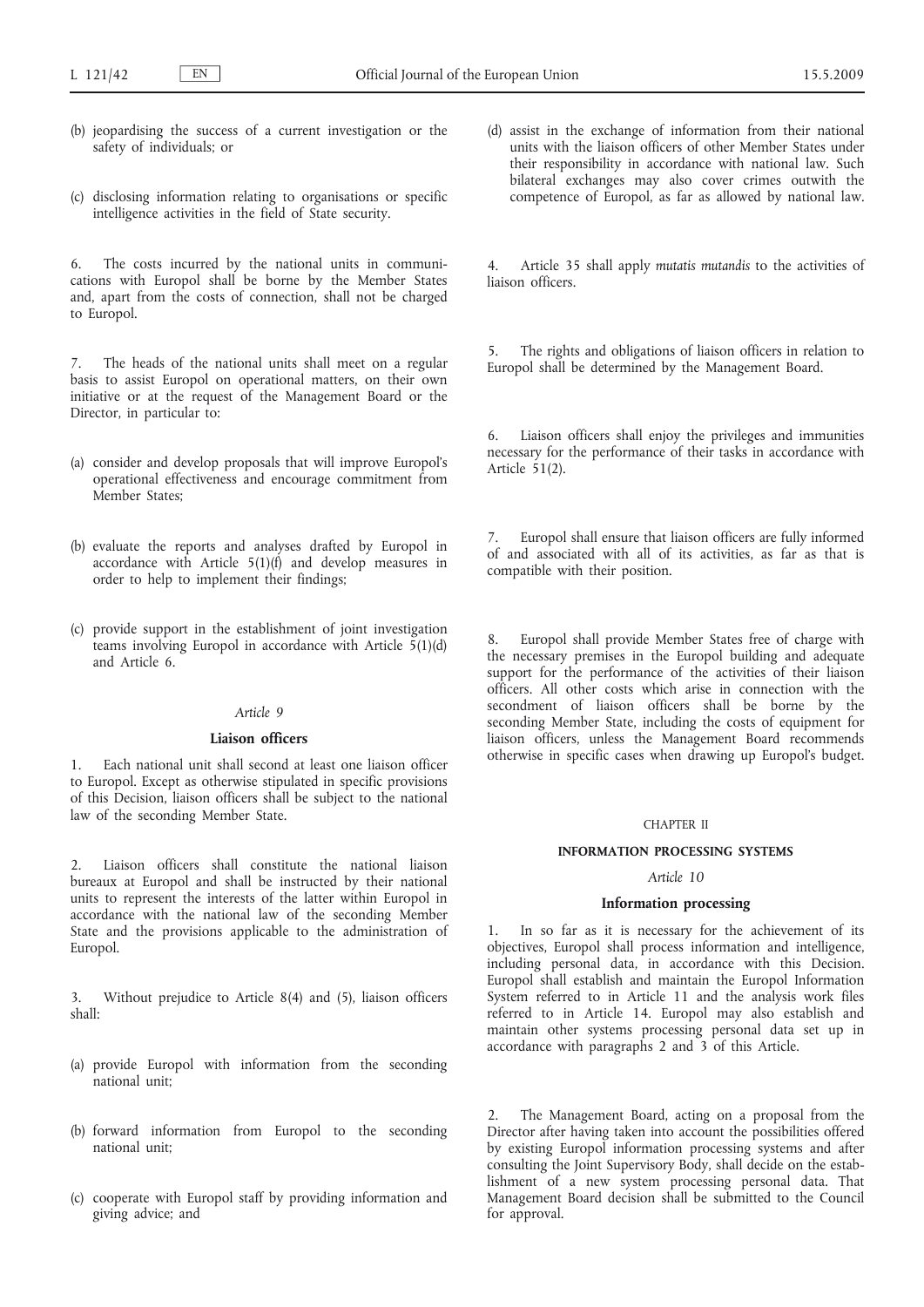(b) jeopardising the success of a current investigation or the safety of individuals; or

(c) disclosing information relating to organisations or specific intelligence activities in the field of State security.

6. The costs incurred by the national units in communications with Europol shall be borne by the Member States and, apart from the costs of connection, shall not be charged to Europol.

7. The heads of the national units shall meet on a regular basis to assist Europol on operational matters, on their own initiative or at the request of the Management Board or the Director, in particular to:

(a) consider and develop proposals that will improve Europol's operational effectiveness and encourage commitment from Member States;

(b) evaluate the reports and analyses drafted by Europol in accordance with Article 5(1)(f) and develop measures in order to help to implement their findings;

(c) provide support in the establishment of joint investigation teams involving Europol in accordance with Article 5(1)(d) and Article 6.

*Article 9*

**Liaison officers**

1. Each national unit shall second at least one liaison officer to Europol. Except as otherwise stipulated in specific provisions of this Decision, liaison officers shall be subject to the national law of the seconding Member State.

2. Liaison officers shall constitute the national liaison bureaux at Europol and shall be instructed by their national units to represent the interests of the latter within Europol in accordance with the national law of the seconding Member State and the provisions applicable to the administration of Europol.

3. Without prejudice to Article 8(4) and (5), liaison officers shall:

(a) provide Europol with information from the seconding national unit;

(b) forward information from Europol to the seconding national unit;

(c) cooperate with Europol staff by providing information and giving advice; and

(d) assist in the exchange of information from their national units with the liaison officers of other Member States under their responsibility in accordance with national law. Such bilateral exchanges may also cover crimes outwith the competence of Europol, as far as allowed by national law.

4. Article 35 shall apply *mutatis mutandis* to the activities of liaison officers.

5. The rights and obligations of liaison officers in relation to Europol shall be determined by the Management Board.

6. Liaison officers shall enjoy the privileges and immunities necessary for the performance of their tasks in accordance with Article 51(2).

7. Europol shall ensure that liaison officers are fully informed of and associated with all of its activities, as far as that is compatible with their position.

8. Europol shall provide Member States free of charge with the necessary premises in the Europol building and adequate support for the performance of the activities of their liaison officers. All other costs which arise in connection with the secondment of liaison officers shall be borne by the seconding Member State, including the costs of equipment for liaison officers, unless the Management Board recommends otherwise in specific cases when drawing up Europol's budget.

CHAPTER II

**INFORMATION PROCESSING SYSTEMS**

*Article 10*

**Information processing**

1. In so far as it is necessary for the achievement of its objectives, Europol shall process information and intelligence, including personal data, in accordance with this Decision. Europol shall establish and maintain the Europol Information System referred to in Article 11 and the analysis work files referred to in Article 14. Europol may also establish and maintain other systems processing personal data set up in accordance with paragraphs 2 and 3 of this Article.

2. The Management Board, acting on a proposal from the Director after having taken into account the possibilities offered by existing Europol information processing systems and after consulting the Joint Supervisory Body, shall decide on the establishment of a new system processing personal data. That Management Board decision shall be submitted to the Council for approval.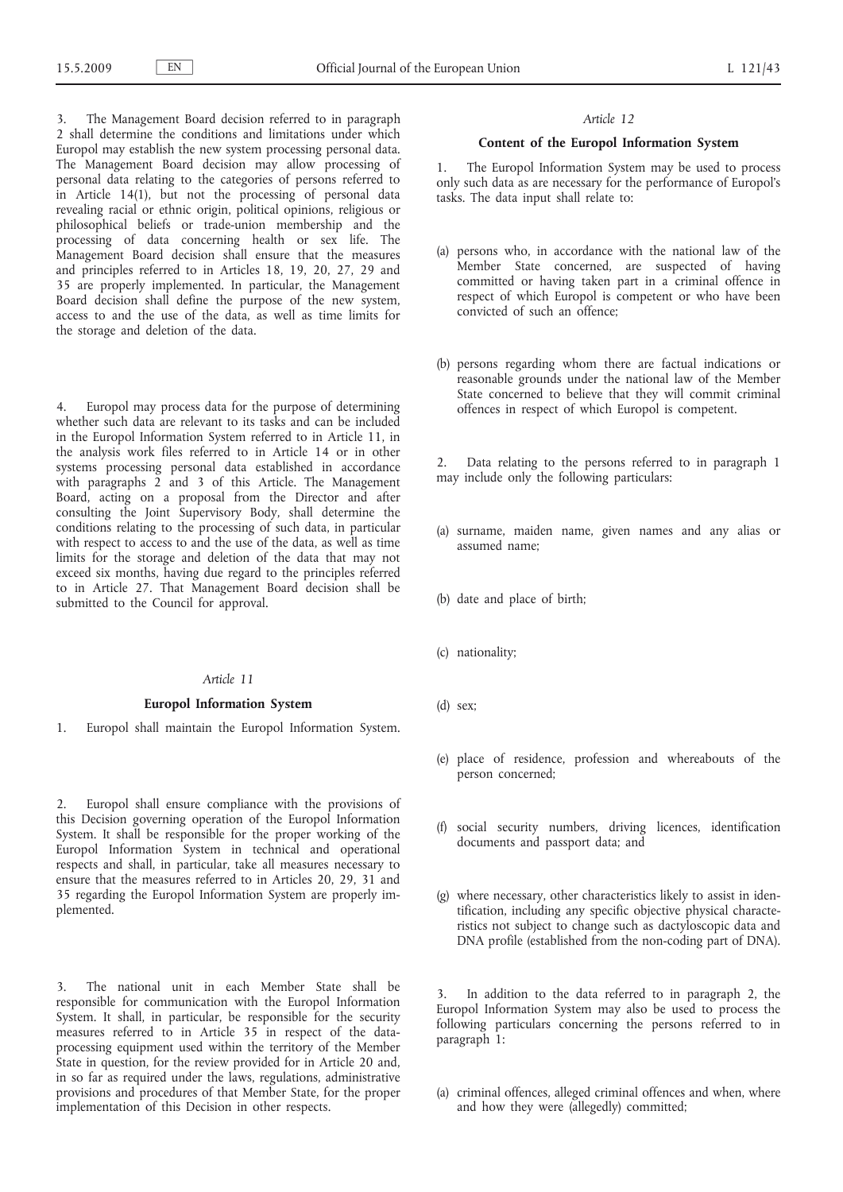3. The Management Board decision referred to in paragraph 2 shall determine the conditions and limitations under which Europol may establish the new system processing personal data. The Management Board decision may allow processing of personal data relating to the categories of persons referred to in Article 14(1), but not the processing of personal data revealing racial or ethnic origin, political opinions, religious or philosophical beliefs or trade-union membership and the processing of data concerning health or sex life. The Management Board decision shall ensure that the measures and principles referred to in Articles 18, 19, 20, 27, 29 and 35 are properly implemented. In particular, the Management Board decision shall define the purpose of the new system, access to and the use of the data, as well as time limits for the storage and deletion of the data.

4. Europol may process data for the purpose of determining whether such data are relevant to its tasks and can be included in the Europol Information System referred to in Article 11, in the analysis work files referred to in Article 14 or in other systems processing personal data established in accordance with paragraphs 2 and 3 of this Article. The Management Board, acting on a proposal from the Director and after consulting the Joint Supervisory Body, shall determine the conditions relating to the processing of such data, in particular with respect to access to and the use of the data, as well as time limits for the storage and deletion of the data that may not exceed six months, having due regard to the principles referred to in Article 27. That Management Board decision shall be submitted to the Council for approval.

*Article 11*

**Europol Information System**

1. Europol shall maintain the Europol Information System.

2. Europol shall ensure compliance with the provisions of this Decision governing operation of the Europol Information System. It shall be responsible for the proper working of the Europol Information System in technical and operational respects and shall, in particular, take all measures necessary to ensure that the measures referred to in Articles 20, 29, 31 and 35 regarding the Europol Information System are properly implemented.

3. The national unit in each Member State shall be responsible for communication with the Europol Information System. It shall, in particular, be responsible for the security measures referred to in Article 35 in respect of the data-processing equipment used within the territory of the Member State in question, for the review provided for in Article 20 and, in so far as required under the laws, regulations, administrative provisions and procedures of that Member State, for the proper implementation of this Decision in other respects.

*Article 12*

**Content of the Europol Information System**

1. The Europol Information System may be used to process only such data as are necessary for the performance of Europol's tasks. The data input shall relate to:

(a) persons who, in accordance with the national law of the Member State concerned, are suspected of having committed or having taken part in a criminal offence in respect of which Europol is competent or who have been convicted of such an offence;

(b) persons regarding whom there are factual indications or reasonable grounds under the national law of the Member State concerned to believe that they will commit criminal offences in respect of which Europol is competent.

2. Data relating to the persons referred to in paragraph 1 may include only the following particulars:

(a) surname, maiden name, given names and any alias or assumed name;

(b) date and place of birth;

(c) nationality;

(d) sex;

(e) place of residence, profession and whereabouts of the person concerned;

(f) social security numbers, driving licences, identification documents and passport data; and

(g) where necessary, other characteristics likely to assist in identification, including any specific objective physical characteristics not subject to change such as dactyloscopic data and DNA profile (established from the non-coding part of DNA).

3. In addition to the data referred to in paragraph 2, the Europol Information System may also be used to process the following particulars concerning the persons referred to in paragraph 1:

(a) criminal offences, alleged criminal offences and when, where and how they were (allegedly) committed;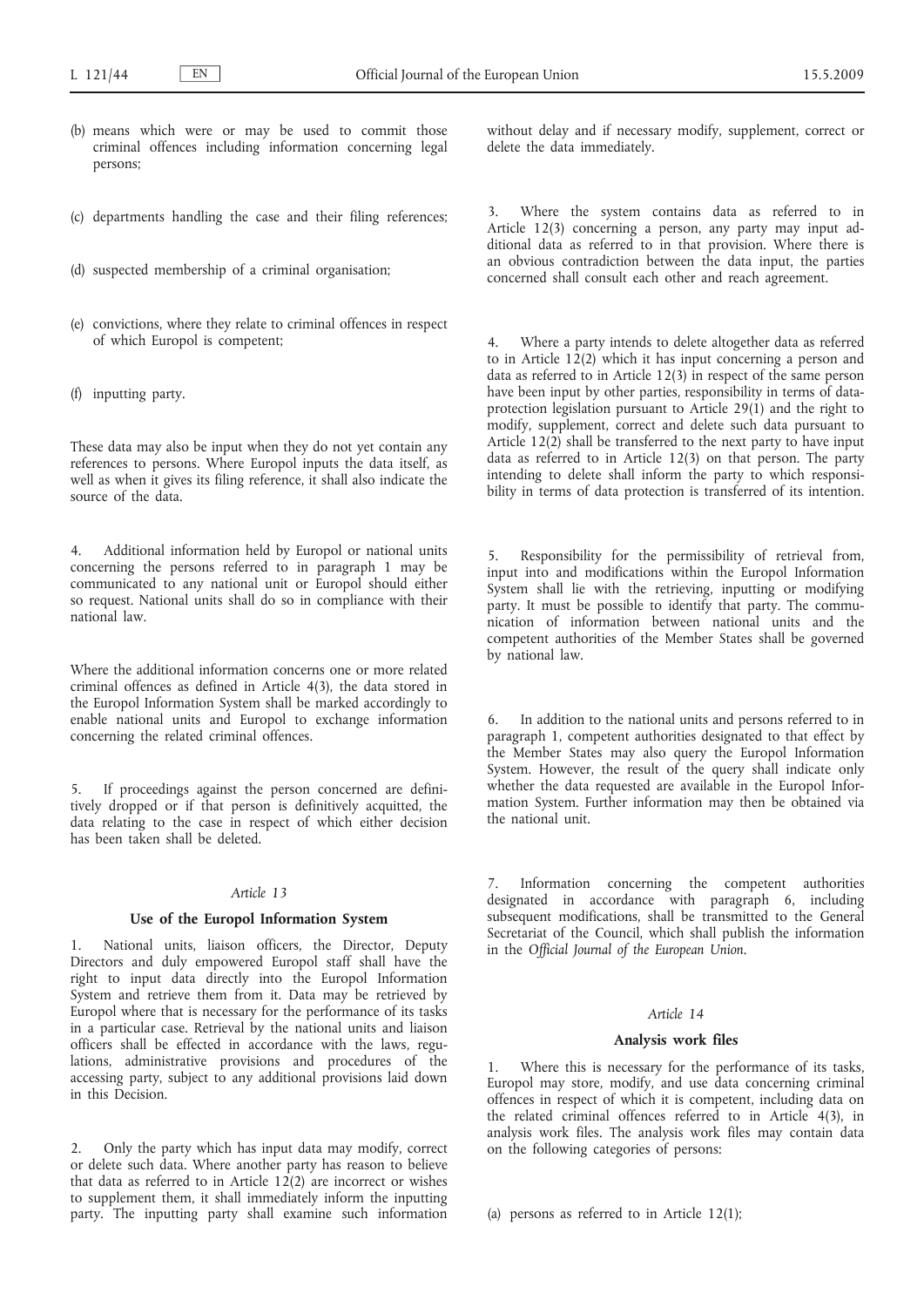(b) means which were or may be used to commit those criminal offences including information concerning legal persons;

(c) departments handling the case and their filing references;

(d) suspected membership of a criminal organisation;

(e) convictions, where they relate to criminal offences in respect of which Europol is competent;

(f) inputting party.

These data may also be input when they do not yet contain any references to persons. Where Europol inputs the data itself, as well as when it gives its filing reference, it shall also indicate the source of the data.

4. Additional information held by Europol or national units concerning the persons referred to in paragraph 1 may be communicated to any national unit or Europol should either so request. National units shall do so in compliance with their national law.

Where the additional information concerns one or more related criminal offences as defined in Article 4(3), the data stored in the Europol Information System shall be marked accordingly to enable national units and Europol to exchange information concerning the related criminal offences.

5. If proceedings against the person concerned are definitively dropped or if that person is definitively acquitted, the data relating to the case in respect of which either decision has been taken shall be deleted.

*Article 13*

**Use of the Europol Information System**

1. National units, liaison officers, the Director, Deputy Directors and duly empowered Europol staff shall have the right to input data directly into the Europol Information System and retrieve them from it. Data may be retrieved by Europol where that is necessary for the performance of its tasks in a particular case. Retrieval by the national units and liaison officers shall be effected in accordance with the laws, regulations, administrative provisions and procedures of the accessing party, subject to any additional provisions laid down in this Decision.

2. Only the party which has input data may modify, correct or delete such data. Where another party has reason to believe that data as referred to in Article 12(2) are incorrect or wishes to supplement them, it shall immediately inform the inputting party. The inputting party shall examine such information without delay and if necessary modify, supplement, correct or delete the data immediately.

3. Where the system contains data as referred to in Article 12(3) concerning a person, any party may input additional data as referred to in that provision. Where there is an obvious contradiction between the data input, the parties concerned shall consult each other and reach agreement.

4. Where a party intends to delete altogether data as referred to in Article 12(2) which it has input concerning a person and data as referred to in Article 12(3) in respect of the same person have been input by other parties, responsibility in terms of data-protection legislation pursuant to Article 29(1) and the right to modify, supplement, correct and delete such data pursuant to Article 12(2) shall be transferred to the next party to have input data as referred to in Article 12(3) on that person. The party intending to delete shall inform the party to which responsibility in terms of data protection is transferred of its intention.

5. Responsibility for the permissibility of retrieval from, input into and modifications within the Europol Information System shall lie with the retrieving, inputting or modifying party. It must be possible to identify that party. The communication of information between national units and the competent authorities of the Member States shall be governed by national law.

6. In addition to the national units and persons referred to in paragraph 1, competent authorities designated to that effect by the Member States may also query the Europol Information System. However, the result of the query shall indicate only whether the data requested are available in the Europol Information System. Further information may then be obtained via the national unit.

7. Information concerning the competent authorities designated in accordance with paragraph 6, including subsequent modifications, shall be transmitted to the General Secretariat of the Council, which shall publish the information in the *Official Journal of the European Union*.

*Article 14*

**Analysis work files**

1. Where this is necessary for the performance of its tasks, Europol may store, modify, and use data concerning criminal offences in respect of which it is competent, including data on the related criminal offences referred to in Article 4(3), in analysis work files. The analysis work files may contain data on the following categories of persons:

(a) persons as referred to in Article 12(1);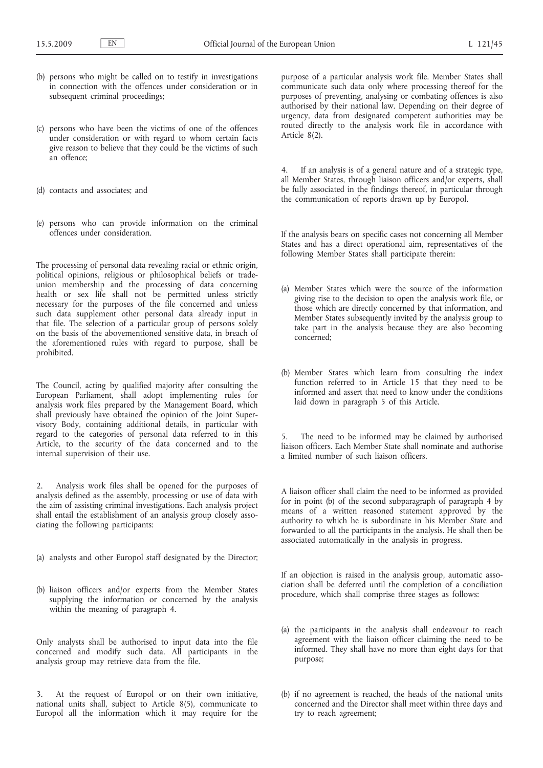(b) persons who might be called on to testify in investigations in connection with the offences under consideration or in subsequent criminal proceedings;

(c) persons who have been the victims of one of the offences under consideration or with regard to whom certain facts give reason to believe that they could be the victims of such an offence;

(d) contacts and associates; and

(e) persons who can provide information on the criminal offences under consideration.

The processing of personal data revealing racial or ethnic origin, political opinions, religious or philosophical beliefs or trade-union membership and the processing of data concerning health or sex life shall not be permitted unless strictly necessary for the purposes of the file concerned and unless such data supplement other personal data already input in that file. The selection of a particular group of persons solely on the basis of the abovementioned sensitive data, in breach of the aforementioned rules with regard to purpose, shall be prohibited.

The Council, acting by qualified majority after consulting the European Parliament, shall adopt implementing rules for analysis work files prepared by the Management Board, which shall previously have obtained the opinion of the Joint Supervisory Body, containing additional details, in particular with regard to the categories of personal data referred to in this Article, to the security of the data concerned and to the internal supervision of their use.

2. Analysis work files shall be opened for the purposes of analysis defined as the assembly, processing or use of data with the aim of assisting criminal investigations. Each analysis project shall entail the establishment of an analysis group closely associating the following participants:

(a) analysts and other Europol staff designated by the Director;

(b) liaison officers and/or experts from the Member States supplying the information or concerned by the analysis within the meaning of paragraph 4.

Only analysts shall be authorised to input data into the file concerned and modify such data. All participants in the analysis group may retrieve data from the file.

3. At the request of Europol or on their own initiative, national units shall, subject to Article 8(5), communicate to Europol all the information which it may require for the purpose of a particular analysis work file. Member States shall communicate such data only where processing thereof for the purposes of preventing, analysing or combating offences is also authorised by their national law. Depending on their degree of urgency, data from designated competent authorities may be routed directly to the analysis work file in accordance with Article 8(2).

4. If an analysis is of a general nature and of a strategic type, all Member States, through liaison officers and/or experts, shall be fully associated in the findings thereof, in particular through the communication of reports drawn up by Europol.

If the analysis bears on specific cases not concerning all Member States and has a direct operational aim, representatives of the following Member States shall participate therein:

(a) Member States which were the source of the information giving rise to the decision to open the analysis work file, or those which are directly concerned by that information, and Member States subsequently invited by the analysis group to take part in the analysis because they are also becoming concerned;

(b) Member States which learn from consulting the index function referred to in Article 15 that they need to be informed and assert that need to know under the conditions laid down in paragraph 5 of this Article.

5. The need to be informed may be claimed by authorised liaison officers. Each Member State shall nominate and authorise a limited number of such liaison officers.

A liaison officer shall claim the need to be informed as provided for in point (b) of the second subparagraph of paragraph 4 by means of a written reasoned statement approved by the authority to which he is subordinate in his Member State and forwarded to all the participants in the analysis. He shall then be associated automatically in the analysis in progress.

If an objection is raised in the analysis group, automatic association shall be deferred until the completion of a conciliation procedure, which shall comprise three stages as follows:

(a) the participants in the analysis shall endeavour to reach agreement with the liaison officer claiming the need to be informed. They shall have no more than eight days for that purpose;

(b) if no agreement is reached, the heads of the national units concerned and the Director shall meet within three days and try to reach agreement;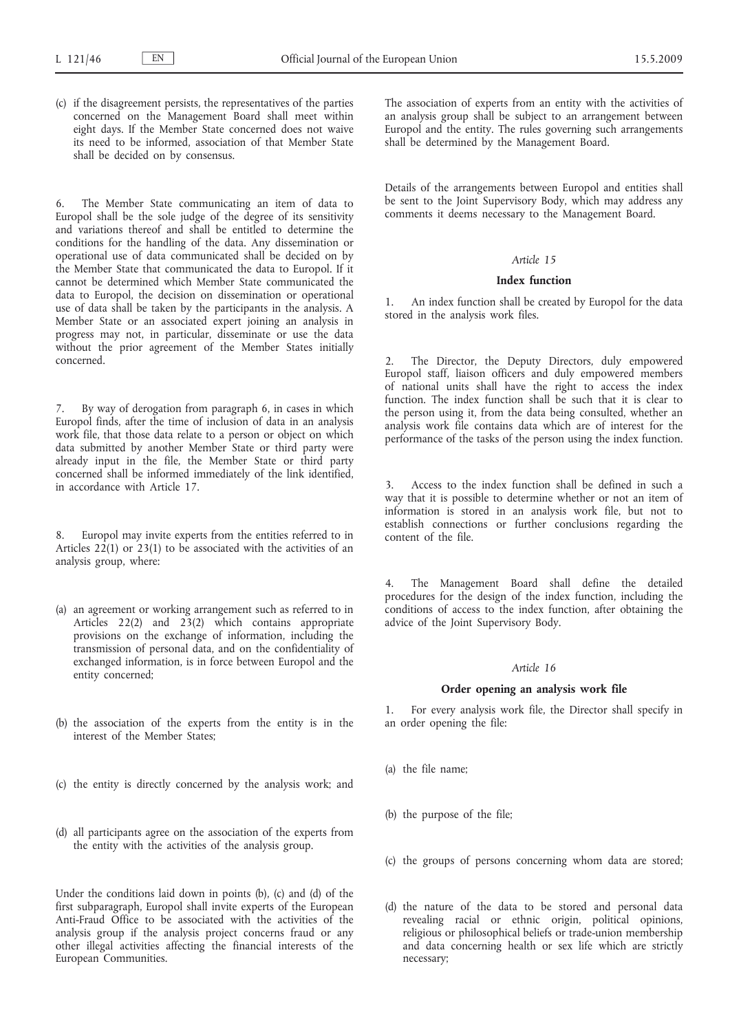(c) if the disagreement persists, the representatives of the parties concerned on the Management Board shall meet within eight days. If the Member State concerned does not waive its need to be informed, association of that Member State shall be decided on by consensus.

6. The Member State communicating an item of data to Europol shall be the sole judge of the degree of its sensitivity and variations thereof and shall be entitled to determine the conditions for the handling of the data. Any dissemination or operational use of data communicated shall be decided on by the Member State that communicated the data to Europol. If it cannot be determined which Member State communicated the data to Europol, the decision on dissemination or operational use of data shall be taken by the participants in the analysis. A Member State or an associated expert joining an analysis in progress may not, in particular, disseminate or use the data without the prior agreement of the Member States initially concerned.

7. By way of derogation from paragraph 6, in cases in which Europol finds, after the time of inclusion of data in an analysis work file, that those data relate to a person or object on which data submitted by another Member State or third party were already input in the file, the Member State or third party concerned shall be informed immediately of the link identified, in accordance with Article 17.

8. Europol may invite experts from the entities referred to in Articles 22(1) or 23(1) to be associated with the activities of an analysis group, where:

(a) an agreement or working arrangement such as referred to in Articles 22(2) and 23(2) which contains appropriate provisions on the exchange of information, including the transmission of personal data, and on the confidentiality of exchanged information, is in force between Europol and the entity concerned;

(b) the association of the experts from the entity is in the interest of the Member States;

(c) the entity is directly concerned by the analysis work; and

(d) all participants agree on the association of the experts from the entity with the activities of the analysis group.

Under the conditions laid down in points (b), (c) and (d) of the first subparagraph, Europol shall invite experts of the European Anti-Fraud Office to be associated with the activities of the analysis group if the analysis project concerns fraud or any other illegal activities affecting the financial interests of the European Communities.

The association of experts from an entity with the activities of an analysis group shall be subject to an arrangement between Europol and the entity. The rules governing such arrangements shall be determined by the Management Board.

Details of the arrangements between Europol and entities shall be sent to the Joint Supervisory Body, which may address any comments it deems necessary to the Management Board.

*Article 15*

**Index function**

1. An index function shall be created by Europol for the data stored in the analysis work files.

2. The Director, the Deputy Directors, duly empowered Europol staff, liaison officers and duly empowered members of national units shall have the right to access the index function. The index function shall be such that it is clear to the person using it, from the data being consulted, whether an analysis work file contains data which are of interest for the performance of the tasks of the person using the index function.

3. Access to the index function shall be defined in such a way that it is possible to determine whether or not an item of information is stored in an analysis work file, but not to establish connections or further conclusions regarding the content of the file.

4. The Management Board shall define the detailed procedures for the design of the index function, including the conditions of access to the index function, after obtaining the advice of the Joint Supervisory Body.

*Article 16*

**Order opening an analysis work file**

1. For every analysis work file, the Director shall specify in an order opening the file:

(a) the file name;

(b) the purpose of the file;

(c) the groups of persons concerning whom data are stored;

(d) the nature of the data to be stored and personal data revealing racial or ethnic origin, political opinions, religious or philosophical beliefs or trade-union membership and data concerning health or sex life which are strictly necessary;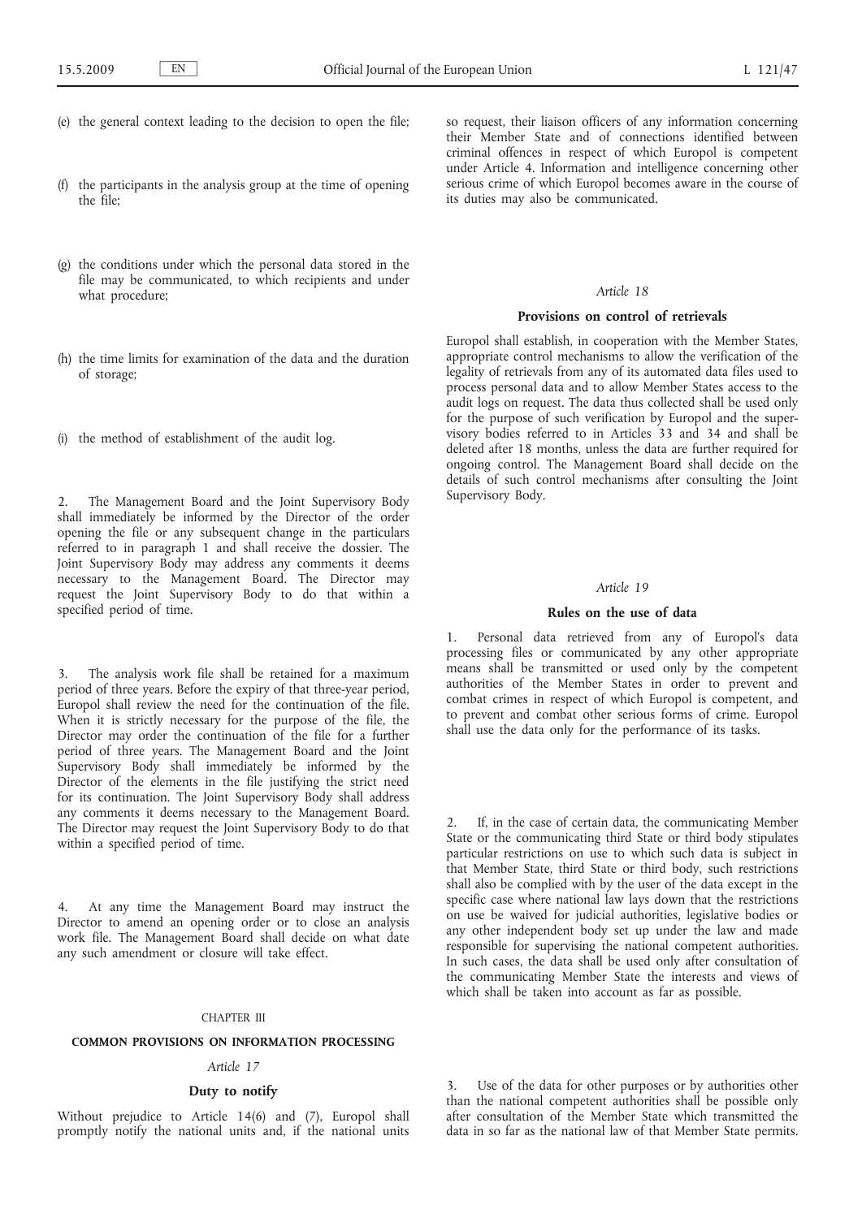(e) the general context leading to the decision to open the file;

(f) the participants in the analysis group at the time of opening the file;

(g) the conditions under which the personal data stored in the file may be communicated, to which recipients and under what procedure;

(h) the time limits for examination of the data and the duration of storage;

(i) the method of establishment of the audit log.

2. The Management Board and the Joint Supervisory Body shall immediately be informed by the Director of the order opening the file or any subsequent change in the particulars referred to in paragraph 1 and shall receive the dossier. The Joint Supervisory Body may address any comments it deems necessary to the Management Board. The Director may request the Joint Supervisory Body to do that within a specified period of time.

3. The analysis work file shall be retained for a maximum period of three years. Before the expiry of that three-year period, Europol shall review the need for the continuation of the file. When it is strictly necessary for the purpose of the file, the Director may order the continuation of the file for a further period of three years. The Management Board and the Joint Supervisory Body shall immediately be informed by the Director of the elements in the file justifying the strict need for its continuation. The Joint Supervisory Body shall address any comments it deems necessary to the Management Board. The Director may request the Joint Supervisory Body to do that within a specified period of time.

4. At any time the Management Board may instruct the Director to amend an opening order or to close an analysis work file. The Management Board shall decide on what date any such amendment or closure will take effect.

## CHAPTER III

## COMMON PROVISIONS ON INFORMATION PROCESSING

### *Article 17*

### Duty to notify

Without prejudice to Article 14(6) and (7), Europol shall promptly notify the national units and, if the national units so request, their liaison officers of any information concerning their Member State and of connections identified between criminal offences in respect of which Europol is competent under Article 4. Information and intelligence concerning other serious crime of which Europol becomes aware in the course of its duties may also be communicated.

### *Article 18*

### Provisions on control of retrievals

Europol shall establish, in cooperation with the Member States, appropriate control mechanisms to allow the verification of the legality of retrievals from any of its automated data files used to process personal data and to allow Member States access to the audit logs on request. The data thus collected shall be used only for the purpose of such verification by Europol and the supervisory bodies referred to in Articles 33 and 34 and shall be deleted after 18 months, unless the data are further required for ongoing control. The Management Board shall decide on the details of such control mechanisms after consulting the Joint Supervisory Body.

### *Article 19*

### Rules on the use of data

1. Personal data retrieved from any of Europol's data processing files or communicated by any other appropriate means shall be transmitted or used only by the competent authorities of the Member States in order to prevent and combat crimes in respect of which Europol is competent, and to prevent and combat other serious forms of crime. Europol shall use the data only for the performance of its tasks.

2. If, in the case of certain data, the communicating Member State or the communicating third State or third body stipulates particular restrictions on use to which such data is subject in that Member State, third State or third body, such restrictions shall also be complied with by the user of the data except in the specific case where national law lays down that the restrictions on use be waived for judicial authorities, legislative bodies or any other independent body set up under the law and made responsible for supervising the national competent authorities. In such cases, the data shall be used only after consultation of the communicating Member State the interests and views of which shall be taken into account as far as possible.

3. Use of the data for other purposes or by authorities other than the national competent authorities shall be possible only after consultation of the Member State which transmitted the data in so far as the national law of that Member State permits.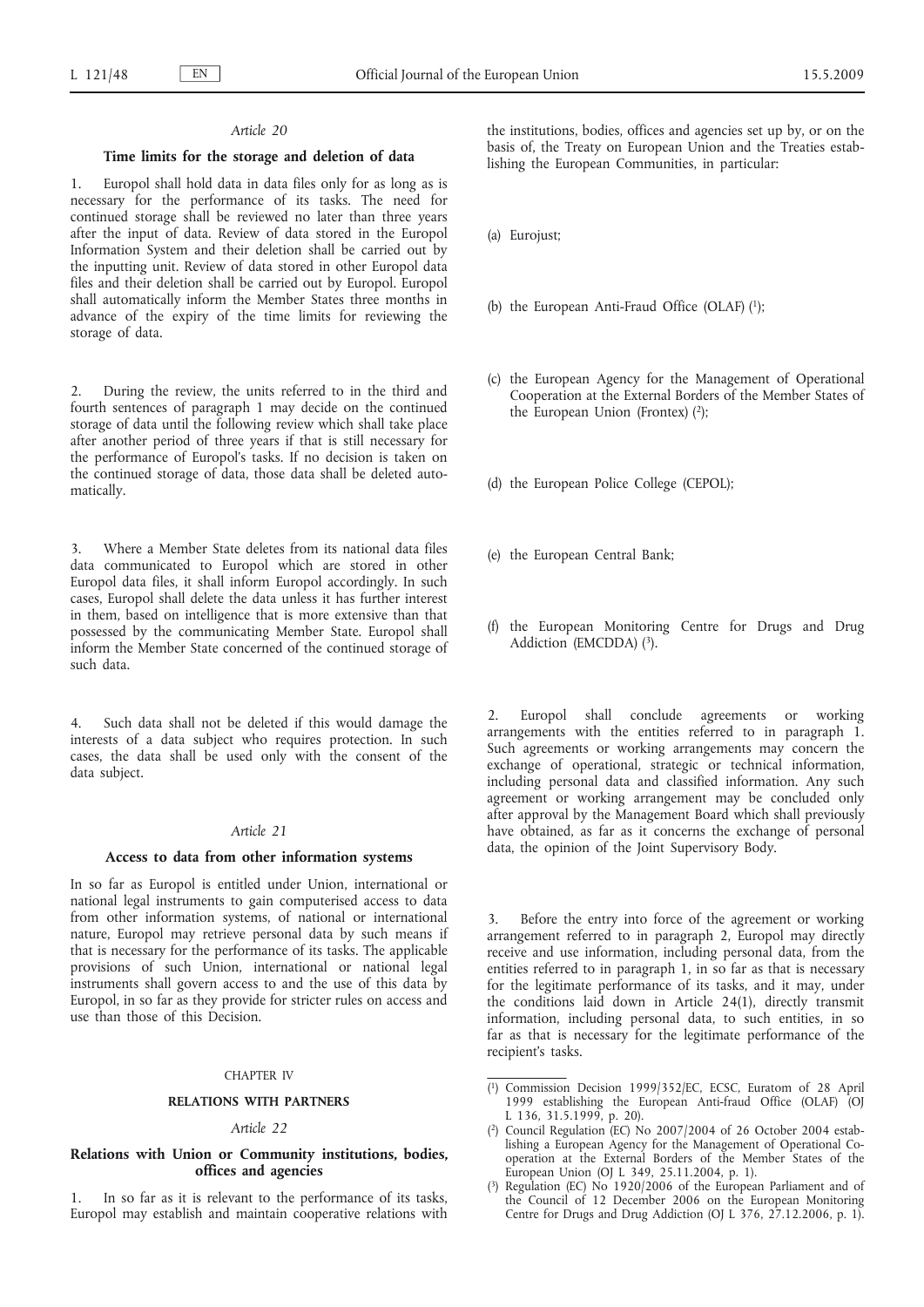*Article 20*

**Time limits for the storage and deletion of data**

1. Europol shall hold data in data files only for as long as is necessary for the performance of its tasks. The need for continued storage shall be reviewed no later than three years after the input of data. Review of data stored in the Europol Information System and their deletion shall be carried out by the inputting unit. Review of data stored in other Europol data files and their deletion shall be carried out by Europol. Europol shall automatically inform the Member States three months in advance of the expiry of the time limits for reviewing the storage of data.

2. During the review, the units referred to in the third and fourth sentences of paragraph 1 may decide on the continued storage of data until the following review which shall take place after another period of three years if that is still necessary for the performance of Europol's tasks. If no decision is taken on the continued storage of data, those data shall be deleted automatically.

3. Where a Member State deletes from its national data files data communicated to Europol which are stored in other Europol data files, it shall inform Europol accordingly. In such cases, Europol shall delete the data unless it has further interest in them, based on intelligence that is more extensive than that possessed by the communicating Member State. Europol shall inform the Member State concerned of the continued storage of such data.

4. Such data shall not be deleted if this would damage the interests of a data subject who requires protection. In such cases, the data shall be used only with the consent of the data subject.

*Article 21*

**Access to data from other information systems**

In so far as Europol is entitled under Union, international or national legal instruments to gain computerised access to data from other information systems, of national or international nature, Europol may retrieve personal data by such means if that is necessary for the performance of its tasks. The applicable provisions of such Union, international or national legal instruments shall govern access to and the use of this data by Europol, in so far as they provide for stricter rules on access and use than those of this Decision.

CHAPTER IV

**RELATIONS WITH PARTNERS**

*Article 22*

**Relations with Union or Community institutions, bodies, offices and agencies**

1. In so far as it is relevant to the performance of its tasks, Europol may establish and maintain cooperative relations with the institutions, bodies, offices and agencies set up by, or on the basis of, the Treaty on European Union and the Treaties establishing the European Communities, in particular:

(a) Eurojust;

(b) the European Anti-Fraud Office (OLAF) [1];

(c) the European Agency for the Management of Operational Cooperation at the External Borders of the Member States of the European Union (Frontex) [2];

(d) the European Police College (CEPOL);

(e) the European Central Bank;

(f) the European Monitoring Centre for Drugs and Drug Addiction (EMCDDA) [3].

2. Europol shall conclude agreements or working arrangements with the entities referred to in paragraph 1. Such agreements or working arrangements may concern the exchange of operational, strategic or technical information, including personal data and classified information. Any such agreement or working arrangement may be concluded only after approval by the Management Board which shall previously have obtained, as far as it concerns the exchange of personal data, the opinion of the Joint Supervisory Body.

3. Before the entry into force of the agreement or working arrangement referred to in paragraph 2, Europol may directly receive and use information, including personal data, from the entities referred to in paragraph 1, in so far as that is necessary for the legitimate performance of its tasks, and it may, under the conditions laid down in Article 24(1), directly transmit information, including personal data, to such entities, in so far as that is necessary for the legitimate performance of the recipient's tasks.

---

[1] Commission Decision 1999/352/EC, ECSC, Euratom of 28 April 1999 establishing the European Anti-fraud Office (OLAF) (OJ L 136, 31.5.1999, p. 20).

[2] Council Regulation (EC) No 2007/2004 of 26 October 2004 establishing a European Agency for the Management of Operational Co-operation at the External Borders of the Member States of the European Union (OJ L 349, 25.11.2004, p. 1).

[3] Regulation (EC) No 1920/2006 of the European Parliament and of the Council of 12 December 2006 on the European Monitoring Centre for Drugs and Drug Addiction (OJ L 376, 27.12.2006, p. 1).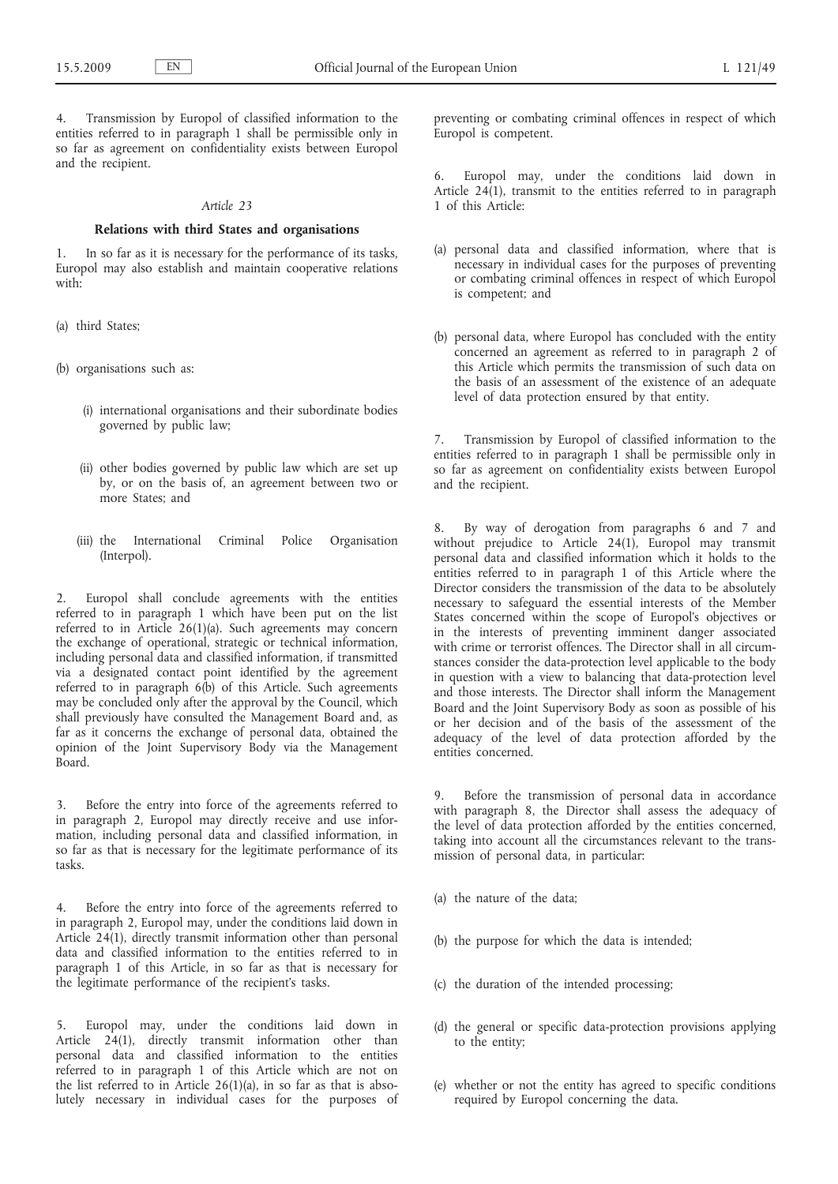4. Transmission by Europol of classified information to the entities referred to in paragraph 1 shall be permissible only in so far as agreement on confidentiality exists between Europol and the recipient.

*Article 23*

**Relations with third States and organisations**

1. In so far as it is necessary for the performance of its tasks, Europol may also establish and maintain cooperative relations with:

(a) third States;

(b) organisations such as:

(i) international organisations and their subordinate bodies governed by public law;

(ii) other bodies governed by public law which are set up by, or on the basis of, an agreement between two or more States; and

(iii) the International Criminal Police Organisation (Interpol).

2. Europol shall conclude agreements with the entities referred to in paragraph 1 which have been put on the list referred to in Article 26(1)(a). Such agreements may concern the exchange of operational, strategic or technical information, including personal data and classified information, if transmitted via a designated contact point identified by the agreement referred to in paragraph 6(b) of this Article. Such agreements may be concluded only after the approval by the Council, which shall previously have consulted the Management Board and, as far as it concerns the exchange of personal data, obtained the opinion of the Joint Supervisory Body via the Management Board.

3. Before the entry into force of the agreements referred to in paragraph 2, Europol may directly receive and use information, including personal data and classified information, in so far as that is necessary for the legitimate performance of its tasks.

4. Before the entry into force of the agreements referred to in paragraph 2, Europol may, under the conditions laid down in Article 24(1), directly transmit information other than personal data and classified information to the entities referred to in paragraph 1 of this Article, in so far as that is necessary for the legitimate performance of the recipient's tasks.

5. Europol may, under the conditions laid down in Article 24(1), directly transmit information other than personal data and classified information to the entities referred to in paragraph 1 of this Article which are not on the list referred to in Article 26(1)(a), in so far as that is absolutely necessary in individual cases for the purposes of preventing or combating criminal offences in respect of which Europol is competent.

6. Europol may, under the conditions laid down in Article 24(1), transmit to the entities referred to in paragraph 1 of this Article:

(a) personal data and classified information, where that is necessary in individual cases for the purposes of preventing or combating criminal offences in respect of which Europol is competent; and

(b) personal data, where Europol has concluded with the entity concerned an agreement as referred to in paragraph 2 of this Article which permits the transmission of such data on the basis of an assessment of the existence of an adequate level of data protection ensured by that entity.

7. Transmission by Europol of classified information to the entities referred to in paragraph 1 shall be permissible only in so far as agreement on confidentiality exists between Europol and the recipient.

8. By way of derogation from paragraphs 6 and 7 and without prejudice to Article 24(1), Europol may transmit personal data and classified information which it holds to the entities referred to in paragraph 1 of this Article where the Director considers the transmission of the data to be absolutely necessary to safeguard the essential interests of the Member States concerned within the scope of Europol's objectives or in the interests of preventing imminent danger associated with crime or terrorist offences. The Director shall in all circumstances consider the data-protection level applicable to the body in question with a view to balancing that data-protection level and those interests. The Director shall inform the Management Board and the Joint Supervisory Body as soon as possible of his or her decision and of the basis of the assessment of the adequacy of the level of data protection afforded by the entities concerned.

9. Before the transmission of personal data in accordance with paragraph 8, the Director shall assess the adequacy of the level of data protection afforded by the entities concerned, taking into account all the circumstances relevant to the transmission of personal data, in particular:

(a) the nature of the data;

(b) the purpose for which the data is intended;

(c) the duration of the intended processing;

(d) the general or specific data-protection provisions applying to the entity;

(e) whether or not the entity has agreed to specific conditions required by Europol concerning the data.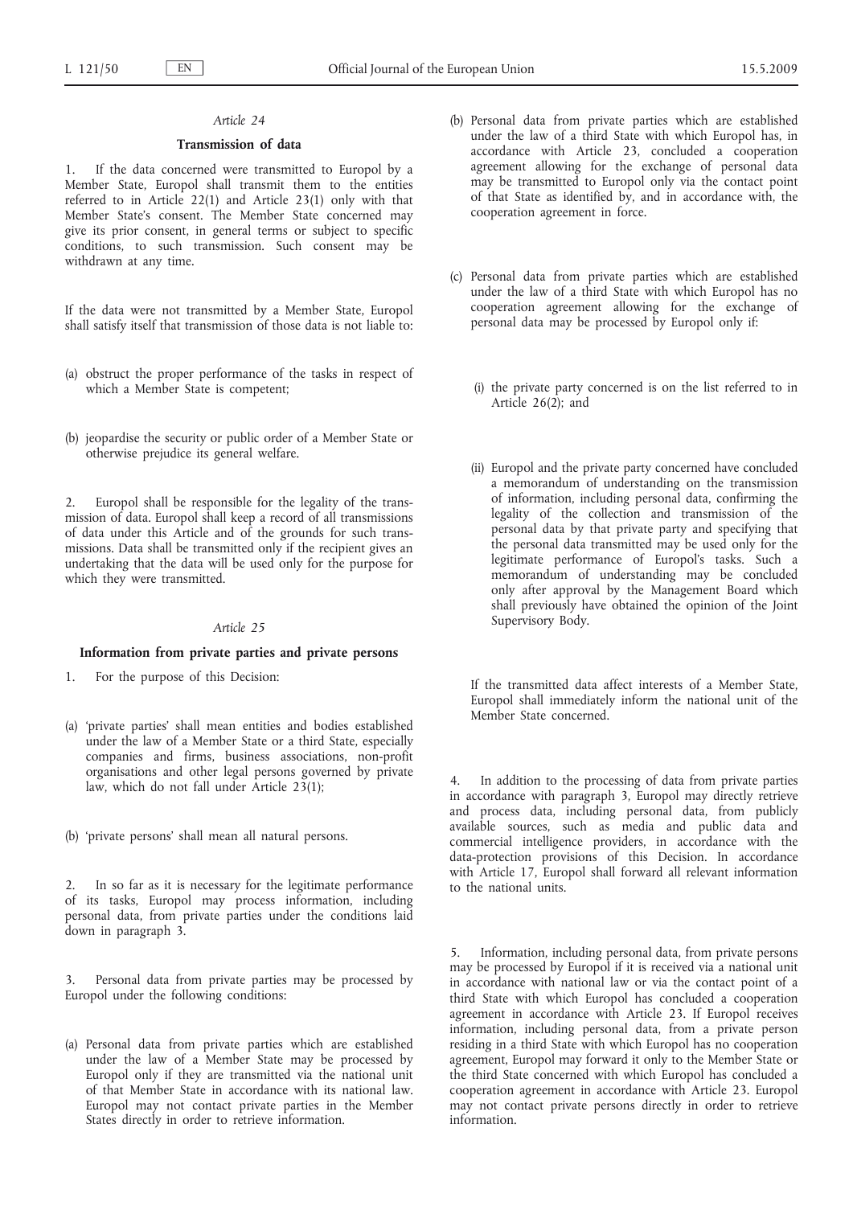*Article 24*

**Transmission of data**

1. If the data concerned were transmitted to Europol by a Member State, Europol shall transmit them to the entities referred to in Article 22(1) and Article 23(1) only with that Member State's consent. The Member State concerned may give its prior consent, in general terms or subject to specific conditions, to such transmission. Such consent may be withdrawn at any time.

If the data were not transmitted by a Member State, Europol shall satisfy itself that transmission of those data is not liable to:

(a) obstruct the proper performance of the tasks in respect of which a Member State is competent;

(b) jeopardise the security or public order of a Member State or otherwise prejudice its general welfare.

2. Europol shall be responsible for the legality of the transmission of data. Europol shall keep a record of all transmissions of data under this Article and of the grounds for such transmissions. Data shall be transmitted only if the recipient gives an undertaking that the data will be used only for the purpose for which they were transmitted.

*Article 25*

**Information from private parties and private persons**

1. For the purpose of this Decision:

(a) 'private parties' shall mean entities and bodies established under the law of a Member State or a third State, especially companies and firms, business associations, non-profit organisations and other legal persons governed by private law, which do not fall under Article 23(1);

(b) 'private persons' shall mean all natural persons.

2. In so far as it is necessary for the legitimate performance of its tasks, Europol may process information, including personal data, from private parties under the conditions laid down in paragraph 3.

3. Personal data from private parties may be processed by Europol under the following conditions:

(a) Personal data from private parties which are established under the law of a Member State may be processed by Europol only if they are transmitted via the national unit of that Member State in accordance with its national law. Europol may not contact private parties in the Member States directly in order to retrieve information.

(b) Personal data from private parties which are established under the law of a third State with which Europol has, in accordance with Article 23, concluded a cooperation agreement allowing for the exchange of personal data may be transmitted to Europol only via the contact point of that State as identified by, and in accordance with, the cooperation agreement in force.

(c) Personal data from private parties which are established under the law of a third State with which Europol has no cooperation agreement allowing for the exchange of personal data may be processed by Europol only if:

(i) the private party concerned is on the list referred to in Article 26(2); and

(ii) Europol and the private party concerned have concluded a memorandum of understanding on the transmission of information, including personal data, confirming the legality of the collection and transmission of the personal data by that private party and specifying that the personal data transmitted may be used only for the legitimate performance of Europol's tasks. Such a memorandum of understanding may be concluded only after approval by the Management Board which shall previously have obtained the opinion of the Joint Supervisory Body.

If the transmitted data affect interests of a Member State, Europol shall immediately inform the national unit of the Member State concerned.

4. In addition to the processing of data from private parties in accordance with paragraph 3, Europol may directly retrieve and process data, including personal data, from publicly available sources, such as media and public data and commercial intelligence providers, in accordance with the data-protection provisions of this Decision. In accordance with Article 17, Europol shall forward all relevant information to the national units.

5. Information, including personal data, from private persons may be processed by Europol if it is received via a national unit in accordance with national law or via the contact point of a third State with which Europol has concluded a cooperation agreement in accordance with Article 23. If Europol receives information, including personal data, from a private person residing in a third State with which Europol has no cooperation agreement, Europol may forward it only to the Member State or the third State concerned with which Europol has concluded a cooperation agreement in accordance with Article 23. Europol may not contact private persons directly in order to retrieve information.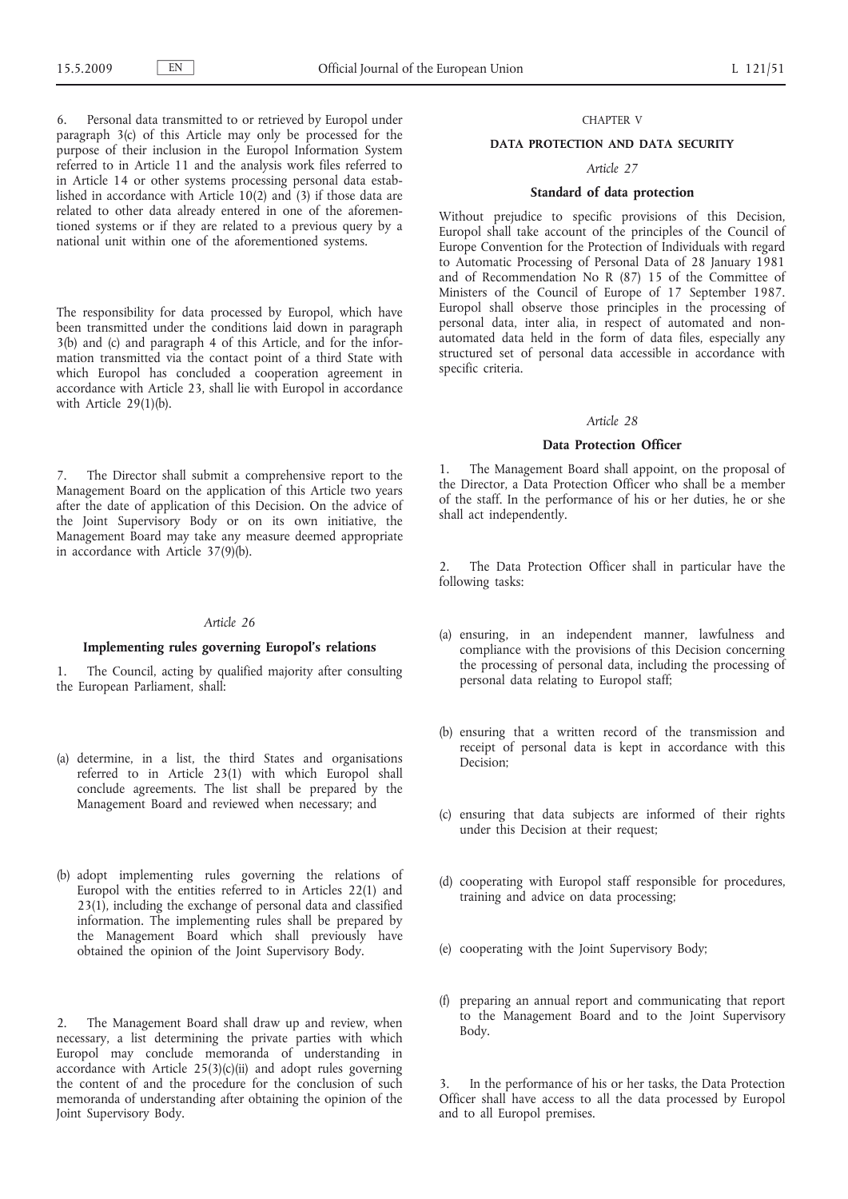6. Personal data transmitted to or retrieved by Europol under paragraph 3(c) of this Article may only be processed for the purpose of their inclusion in the Europol Information System referred to in Article 11 and the analysis work files referred to in Article 14 or other systems processing personal data established in accordance with Article 10(2) and (3) if those data are related to other data already entered in one of the aforementioned systems or if they are related to a previous query by a national unit within one of the aforementioned systems.

The responsibility for data processed by Europol, which have been transmitted under the conditions laid down in paragraph 3(b) and (c) and paragraph 4 of this Article, and for the information transmitted via the contact point of a third State with which Europol has concluded a cooperation agreement in accordance with Article 23, shall lie with Europol in accordance with Article 29(1)(b).

7. The Director shall submit a comprehensive report to the Management Board on the application of this Article two years after the date of application of this Decision. On the advice of the Joint Supervisory Body or on its own initiative, the Management Board may take any measure deemed appropriate in accordance with Article 37(9)(b).

*Article 26*

**Implementing rules governing Europol's relations**

1. The Council, acting by qualified majority after consulting the European Parliament, shall:

(a) determine, in a list, the third States and organisations referred to in Article 23(1) with which Europol shall conclude agreements. The list shall be prepared by the Management Board and reviewed when necessary; and

(b) adopt implementing rules governing the relations of Europol with the entities referred to in Articles 22(1) and 23(1), including the exchange of personal data and classified information. The implementing rules shall be prepared by the Management Board which shall previously have obtained the opinion of the Joint Supervisory Body.

2. The Management Board shall draw up and review, when necessary, a list determining the private parties with which Europol may conclude memoranda of understanding in accordance with Article 25(3)(c)(ii) and adopt rules governing the content of and the procedure for the conclusion of such memoranda of understanding after obtaining the opinion of the Joint Supervisory Body.

CHAPTER V

**DATA PROTECTION AND DATA SECURITY**

*Article 27*

**Standard of data protection**

Without prejudice to specific provisions of this Decision, Europol shall take account of the principles of the Council of Europe Convention for the Protection of Individuals with regard to Automatic Processing of Personal Data of 28 January 1981 and of Recommendation No R (87) 15 of the Committee of Ministers of the Council of Europe of 17 September 1987. Europol shall observe those principles in the processing of personal data, inter alia, in respect of automated and non-automated data held in the form of data files, especially any structured set of personal data accessible in accordance with specific criteria.

*Article 28*

**Data Protection Officer**

1. The Management Board shall appoint, on the proposal of the Director, a Data Protection Officer who shall be a member of the staff. In the performance of his or her duties, he or she shall act independently.

2. The Data Protection Officer shall in particular have the following tasks:

(a) ensuring, in an independent manner, lawfulness and compliance with the provisions of this Decision concerning the processing of personal data, including the processing of personal data relating to Europol staff;

(b) ensuring that a written record of the transmission and receipt of personal data is kept in accordance with this Decision;

(c) ensuring that data subjects are informed of their rights under this Decision at their request;

(d) cooperating with Europol staff responsible for procedures, training and advice on data processing;

(e) cooperating with the Joint Supervisory Body;

(f) preparing an annual report and communicating that report to the Management Board and to the Joint Supervisory Body.

3. In the performance of his or her tasks, the Data Protection Officer shall have access to all the data processed by Europol and to all Europol premises.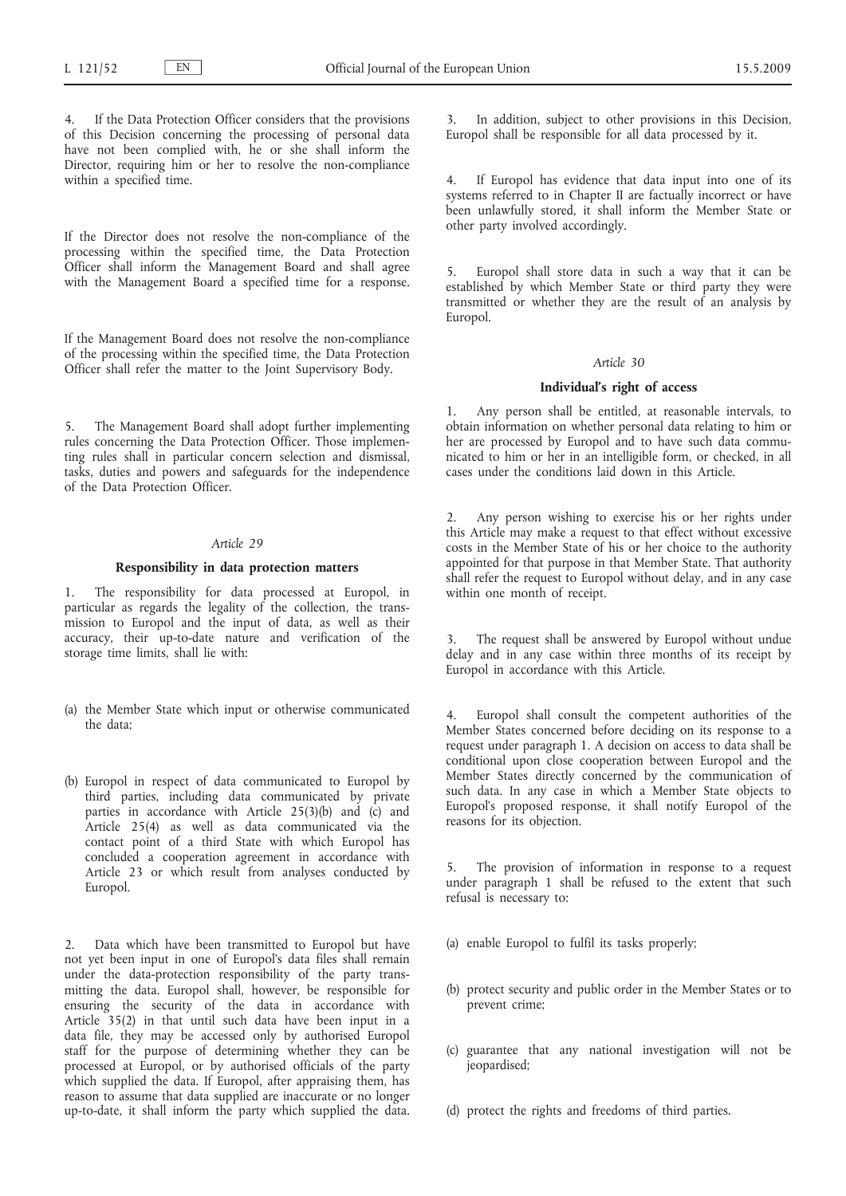4. If the Data Protection Officer considers that the provisions of this Decision concerning the processing of personal data have not been complied with, he or she shall inform the Director, requiring him or her to resolve the non-compliance within a specified time.

If the Director does not resolve the non-compliance of the processing within the specified time, the Data Protection Officer shall inform the Management Board and shall agree with the Management Board a specified time for a response.

If the Management Board does not resolve the non-compliance of the processing within the specified time, the Data Protection Officer shall refer the matter to the Joint Supervisory Body.

5. The Management Board shall adopt further implementing rules concerning the Data Protection Officer. Those implementing rules shall in particular concern selection and dismissal, tasks, duties and powers and safeguards for the independence of the Data Protection Officer.

*Article 29*

**Responsibility in data protection matters**

1. The responsibility for data processed at Europol, in particular as regards the legality of the collection, the transmission to Europol and the input of data, as well as their accuracy, their up-to-date nature and verification of the storage time limits, shall lie with:

(a) the Member State which input or otherwise communicated the data;

(b) Europol in respect of data communicated to Europol by third parties, including data communicated by private parties in accordance with Article 25(3)(b) and (c) and Article 25(4) as well as data communicated via the contact point of a third State with which Europol has concluded a cooperation agreement in accordance with Article 23 or which result from analyses conducted by Europol.

2. Data which have been transmitted to Europol but have not yet been input in one of Europol's data files shall remain under the data-protection responsibility of the party transmitting the data. Europol shall, however, be responsible for ensuring the security of the data in accordance with Article 35(2) in that until such data have been input in a data file, they may be accessed only by authorised Europol staff for the purpose of determining whether they can be processed at Europol, or by authorised officials of the party which supplied the data. If Europol, after appraising them, has reason to assume that data supplied are inaccurate or no longer up-to-date, it shall inform the party which supplied the data.

3. In addition, subject to other provisions in this Decision, Europol shall be responsible for all data processed by it.

4. If Europol has evidence that data input into one of its systems referred to in Chapter II are factually incorrect or have been unlawfully stored, it shall inform the Member State or other party involved accordingly.

5. Europol shall store data in such a way that it can be established by which Member State or third party they were transmitted or whether they are the result of an analysis by Europol.

*Article 30*

**Individual's right of access**

1. Any person shall be entitled, at reasonable intervals, to obtain information on whether personal data relating to him or her are processed by Europol and to have such data communicated to him or her in an intelligible form, or checked, in all cases under the conditions laid down in this Article.

2. Any person wishing to exercise his or her rights under this Article may make a request to that effect without excessive costs in the Member State of his or her choice to the authority appointed for that purpose in that Member State. That authority shall refer the request to Europol without delay, and in any case within one month of receipt.

3. The request shall be answered by Europol without undue delay and in any case within three months of its receipt by Europol in accordance with this Article.

4. Europol shall consult the competent authorities of the Member States concerned before deciding on its response to a request under paragraph 1. A decision on access to data shall be conditional upon close cooperation between Europol and the Member States directly concerned by the communication of such data. In any case in which a Member State objects to Europol's proposed response, it shall notify Europol of the reasons for its objection.

5. The provision of information in response to a request under paragraph 1 shall be refused to the extent that such refusal is necessary to:

(a) enable Europol to fulfil its tasks properly;

(b) protect security and public order in the Member States or to prevent crime;

(c) guarantee that any national investigation will not be jeopardised;

(d) protect the rights and freedoms of third parties.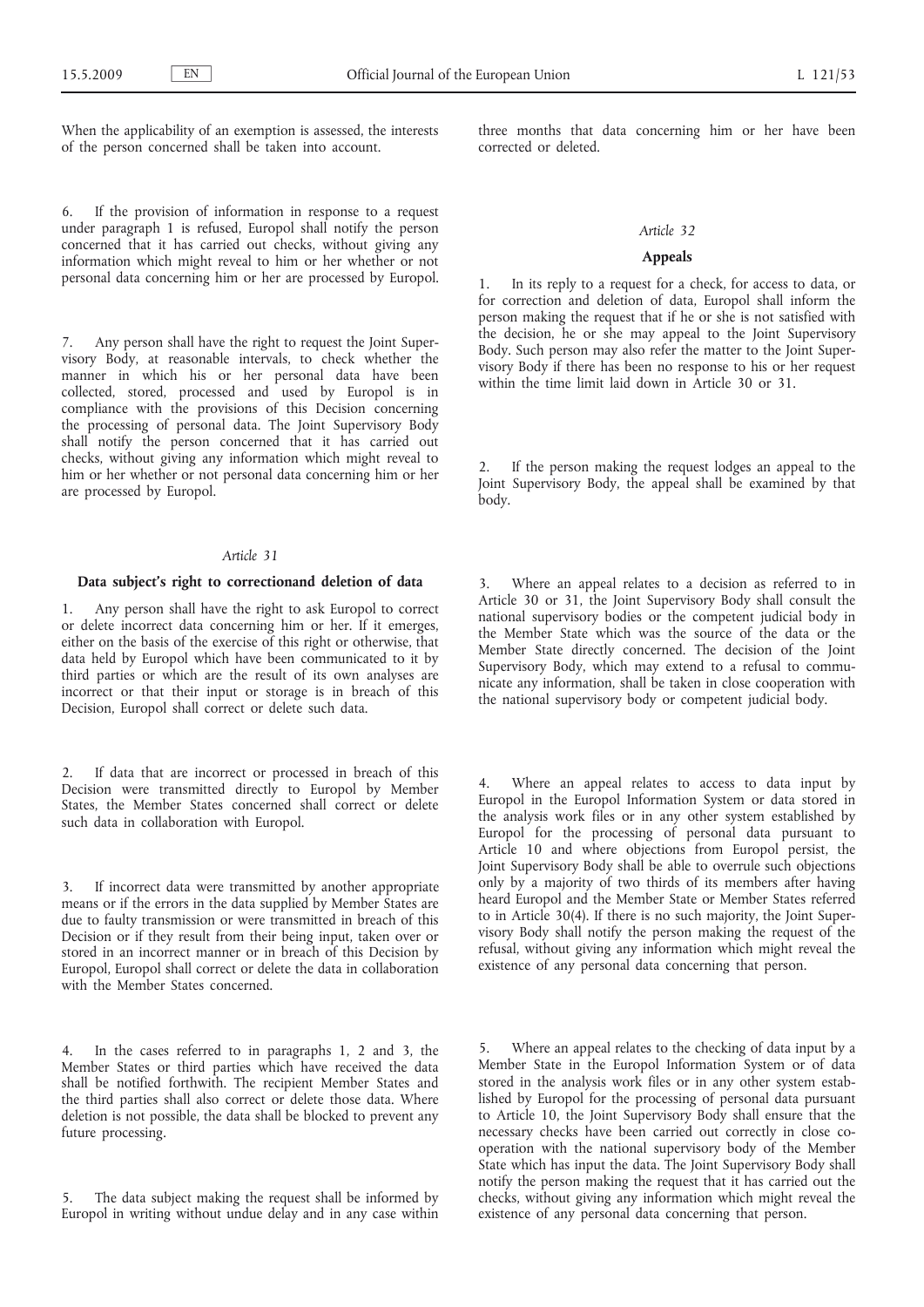When the applicability of an exemption is assessed, the interests of the person concerned shall be taken into account.

6. If the provision of information in response to a request under paragraph 1 is refused, Europol shall notify the person concerned that it has carried out checks, without giving any information which might reveal to him or her whether or not personal data concerning him or her are processed by Europol.

7. Any person shall have the right to request the Joint Supervisory Body, at reasonable intervals, to check whether the manner in which his or her personal data have been collected, stored, processed and used by Europol is in compliance with the provisions of this Decision concerning the processing of personal data. The Joint Supervisory Body shall notify the person concerned that it has carried out checks, without giving any information which might reveal to him or her whether or not personal data concerning him or her are processed by Europol.

*Article 31*

**Data subject's right to correctionand deletion of data**

1. Any person shall have the right to ask Europol to correct or delete incorrect data concerning him or her. If it emerges, either on the basis of the exercise of this right or otherwise, that data held by Europol which have been communicated to it by third parties or which are the result of its own analyses are incorrect or that their input or storage is in breach of this Decision, Europol shall correct or delete such data.

2. If data that are incorrect or processed in breach of this Decision were transmitted directly to Europol by Member States, the Member States concerned shall correct or delete such data in collaboration with Europol.

3. If incorrect data were transmitted by another appropriate means or if the errors in the data supplied by Member States are due to faulty transmission or were transmitted in breach of this Decision or if they result from their being input, taken over or stored in an incorrect manner or in breach of this Decision by Europol, Europol shall correct or delete the data in collaboration with the Member States concerned.

4. In the cases referred to in paragraphs 1, 2 and 3, the Member States or third parties which have received the data shall be notified forthwith. The recipient Member States and the third parties shall also correct or delete those data. Where deletion is not possible, the data shall be blocked to prevent any future processing.

5. The data subject making the request shall be informed by Europol in writing without undue delay and in any case within three months that data concerning him or her have been corrected or deleted.

*Article 32*

**Appeals**

1. In its reply to a request for a check, for access to data, or for correction and deletion of data, Europol shall inform the person making the request that if he or she is not satisfied with the decision, he or she may appeal to the Joint Supervisory Body. Such person may also refer the matter to the Joint Supervisory Body if there has been no response to his or her request within the time limit laid down in Article 30 or 31.

2. If the person making the request lodges an appeal to the Joint Supervisory Body, the appeal shall be examined by that body.

3. Where an appeal relates to a decision as referred to in Article 30 or 31, the Joint Supervisory Body shall consult the national supervisory bodies or the competent judicial body in the Member State which was the source of the data or the Member State directly concerned. The decision of the Joint Supervisory Body, which may extend to a refusal to communicate any information, shall be taken in close cooperation with the national supervisory body or competent judicial body.

4. Where an appeal relates to access to data input by Europol in the Europol Information System or data stored in the analysis work files or in any other system established by Europol for the processing of personal data pursuant to Article 10 and where objections from Europol persist, the Joint Supervisory Body shall be able to overrule such objections only by a majority of two thirds of its members after having heard Europol and the Member State or Member States referred to in Article 30(4). If there is no such majority, the Joint Supervisory Body shall notify the person making the request of the refusal, without giving any information which might reveal the existence of any personal data concerning that person.

5. Where an appeal relates to the checking of data input by a Member State in the Europol Information System or of data stored in the analysis work files or in any other system established by Europol for the processing of personal data pursuant to Article 10, the Joint Supervisory Body shall ensure that the necessary checks have been carried out correctly in close cooperation with the national supervisory body of the Member State which has input the data. The Joint Supervisory Body shall notify the person making the request that it has carried out the checks, without giving any information which might reveal the existence of any personal data concerning that person.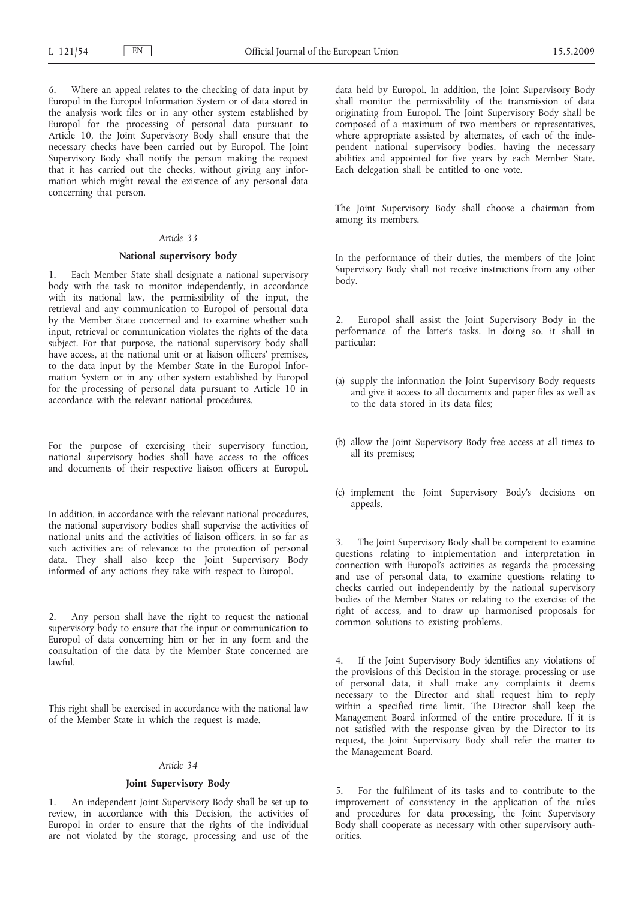6. Where an appeal relates to the checking of data input by Europol in the Europol Information System or of data stored in the analysis work files or in any other system established by Europol for the processing of personal data pursuant to Article 10, the Joint Supervisory Body shall ensure that the necessary checks have been carried out by Europol. The Joint Supervisory Body shall notify the person making the request that it has carried out the checks, without giving any information which might reveal the existence of any personal data concerning that person.

*Article 33*

**National supervisory body**

1. Each Member State shall designate a national supervisory body with the task to monitor independently, in accordance with its national law, the permissibility of the input, the retrieval and any communication to Europol of personal data by the Member State concerned and to examine whether such input, retrieval or communication violates the rights of the data subject. For that purpose, the national supervisory body shall have access, at the national unit or at liaison officers' premises, to the data input by the Member State in the Europol Information System or in any other system established by Europol for the processing of personal data pursuant to Article 10 in accordance with the relevant national procedures.

For the purpose of exercising their supervisory function, national supervisory bodies shall have access to the offices and documents of their respective liaison officers at Europol.

In addition, in accordance with the relevant national procedures, the national supervisory bodies shall supervise the activities of national units and the activities of liaison officers, in so far as such activities are of relevance to the protection of personal data. They shall also keep the Joint Supervisory Body informed of any actions they take with respect to Europol.

2. Any person shall have the right to request the national supervisory body to ensure that the input or communication to Europol of data concerning him or her in any form and the consultation of the data by the Member State concerned are lawful.

This right shall be exercised in accordance with the national law of the Member State in which the request is made.

*Article 34*

**Joint Supervisory Body**

1. An independent Joint Supervisory Body shall be set up to review, in accordance with this Decision, the activities of Europol in order to ensure that the rights of the individual are not violated by the storage, processing and use of the data held by Europol. In addition, the Joint Supervisory Body shall monitor the permissibility of the transmission of data originating from Europol. The Joint Supervisory Body shall be composed of a maximum of two members or representatives, where appropriate assisted by alternates, of each of the independent national supervisory bodies, having the necessary abilities and appointed for five years by each Member State. Each delegation shall be entitled to one vote.

The Joint Supervisory Body shall choose a chairman from among its members.

In the performance of their duties, the members of the Joint Supervisory Body shall not receive instructions from any other body.

2. Europol shall assist the Joint Supervisory Body in the performance of the latter's tasks. In doing so, it shall in particular:

(a) supply the information the Joint Supervisory Body requests and give it access to all documents and paper files as well as to the data stored in its data files;

(b) allow the Joint Supervisory Body free access at all times to all its premises;

(c) implement the Joint Supervisory Body's decisions on appeals.

3. The Joint Supervisory Body shall be competent to examine questions relating to implementation and interpretation in connection with Europol's activities as regards the processing and use of personal data, to examine questions relating to checks carried out independently by the national supervisory bodies of the Member States or relating to the exercise of the right of access, and to draw up harmonised proposals for common solutions to existing problems.

4. If the Joint Supervisory Body identifies any violations of the provisions of this Decision in the storage, processing or use of personal data, it shall make any complaints it deems necessary to the Director and shall request him to reply within a specified time limit. The Director shall keep the Management Board informed of the entire procedure. If it is not satisfied with the response given by the Director to its request, the Joint Supervisory Body shall refer the matter to the Management Board.

5. For the fulfilment of its tasks and to contribute to the improvement of consistency in the application of the rules and procedures for data processing, the Joint Supervisory Body shall cooperate as necessary with other supervisory authorities.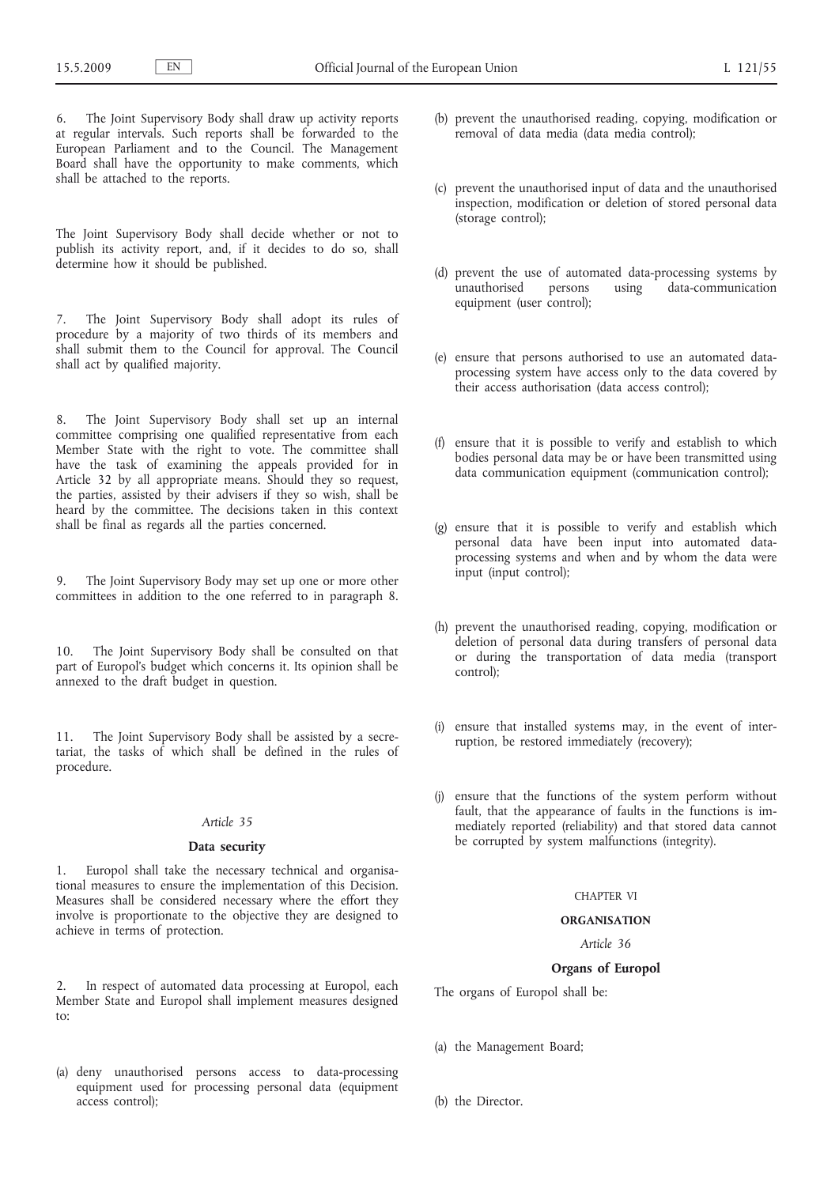6. The Joint Supervisory Body shall draw up activity reports at regular intervals. Such reports shall be forwarded to the European Parliament and to the Council. The Management Board shall have the opportunity to make comments, which shall be attached to the reports.

The Joint Supervisory Body shall decide whether or not to publish its activity report, and, if it decides to do so, shall determine how it should be published.

7. The Joint Supervisory Body shall adopt its rules of procedure by a majority of two thirds of its members and shall submit them to the Council for approval. The Council shall act by qualified majority.

8. The Joint Supervisory Body shall set up an internal committee comprising one qualified representative from each Member State with the right to vote. The committee shall have the task of examining the appeals provided for in Article 32 by all appropriate means. Should they so request, the parties, assisted by their advisers if they so wish, shall be heard by the committee. The decisions taken in this context shall be final as regards all the parties concerned.

9. The Joint Supervisory Body may set up one or more other committees in addition to the one referred to in paragraph 8.

10. The Joint Supervisory Body shall be consulted on that part of Europol's budget which concerns it. Its opinion shall be annexed to the draft budget in question.

11. The Joint Supervisory Body shall be assisted by a secretariat, the tasks of which shall be defined in the rules of procedure.

*Article 35*

**Data security**

1. Europol shall take the necessary technical and organisational measures to ensure the implementation of this Decision. Measures shall be considered necessary where the effort they involve is proportionate to the objective they are designed to achieve in terms of protection.

2. In respect of automated data processing at Europol, each Member State and Europol shall implement measures designed to:

(a) deny unauthorised persons access to data-processing equipment used for processing personal data (equipment access control);

(b) prevent the unauthorised reading, copying, modification or removal of data media (data media control);

(c) prevent the unauthorised input of data and the unauthorised inspection, modification or deletion of stored personal data (storage control);

(d) prevent the use of automated data-processing systems by unauthorised persons using data-communication equipment (user control);

(e) ensure that persons authorised to use an automated data-processing system have access only to the data covered by their access authorisation (data access control);

(f) ensure that it is possible to verify and establish to which bodies personal data may be or have been transmitted using data communication equipment (communication control);

(g) ensure that it is possible to verify and establish which personal data have been input into automated data-processing systems and when and by whom the data were input (input control);

(h) prevent the unauthorised reading, copying, modification or deletion of personal data during transfers of personal data or during the transportation of data media (transport control);

(i) ensure that installed systems may, in the event of interruption, be restored immediately (recovery);

(j) ensure that the functions of the system perform without fault, that the appearance of faults in the functions is immediately reported (reliability) and that stored data cannot be corrupted by system malfunctions (integrity).

CHAPTER VI

**ORGANISATION**

*Article 36*

**Organs of Europol**

The organs of Europol shall be:

(a) the Management Board;

(b) the Director.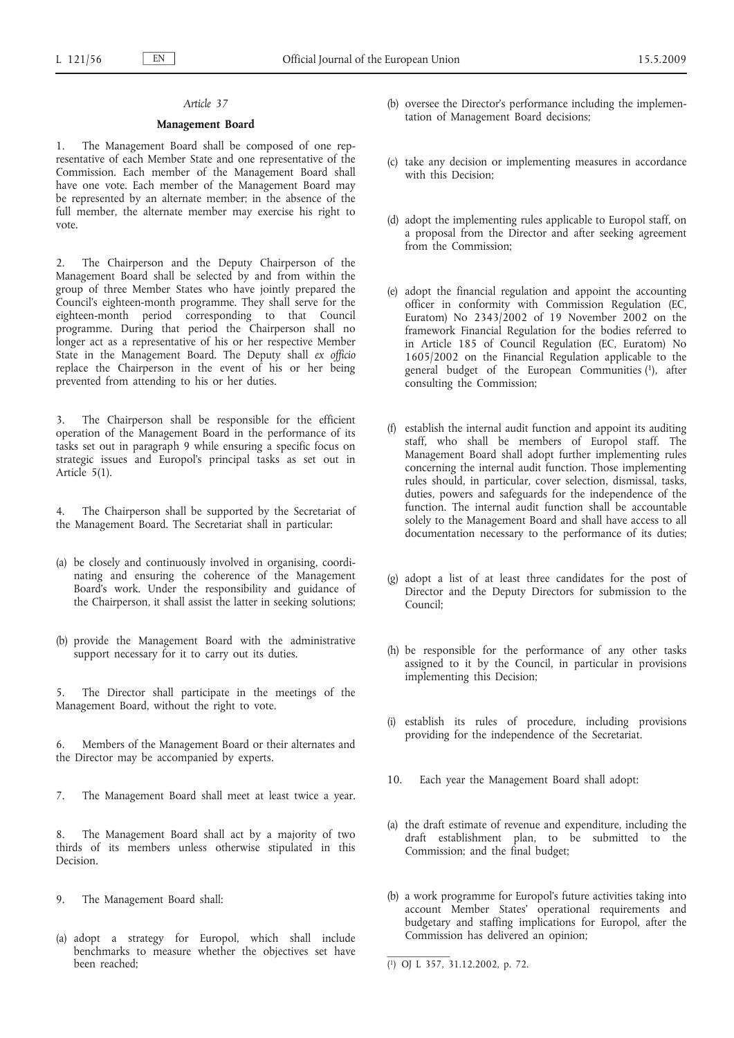*Article 37*

**Management Board**

1. The Management Board shall be composed of one representative of each Member State and one representative of the Commission. Each member of the Management Board shall have one vote. Each member of the Management Board may be represented by an alternate member; in the absence of the full member, the alternate member may exercise his right to vote.

2. The Chairperson and the Deputy Chairperson of the Management Board shall be selected by and from within the group of three Member States who have jointly prepared the Council's eighteen-month programme. They shall serve for the eighteen-month period corresponding to that Council programme. During that period the Chairperson shall no longer act as a representative of his or her respective Member State in the Management Board. The Deputy shall *ex officio* replace the Chairperson in the event of his or her being prevented from attending to his or her duties.

3. The Chairperson shall be responsible for the efficient operation of the Management Board in the performance of its tasks set out in paragraph 9 while ensuring a specific focus on strategic issues and Europol's principal tasks as set out in Article 5(1).

4. The Chairperson shall be supported by the Secretariat of the Management Board. The Secretariat shall in particular:

(a) be closely and continuously involved in organising, coordinating and ensuring the coherence of the Management Board's work. Under the responsibility and guidance of the Chairperson, it shall assist the latter in seeking solutions;

(b) provide the Management Board with the administrative support necessary for it to carry out its duties.

5. The Director shall participate in the meetings of the Management Board, without the right to vote.

6. Members of the Management Board or their alternates and the Director may be accompanied by experts.

7. The Management Board shall meet at least twice a year.

8. The Management Board shall act by a majority of two thirds of its members unless otherwise stipulated in this Decision.

9. The Management Board shall:

(a) adopt a strategy for Europol, which shall include benchmarks to measure whether the objectives set have been reached;

(b) oversee the Director's performance including the implementation of Management Board decisions;

(c) take any decision or implementing measures in accordance with this Decision;

(d) adopt the implementing rules applicable to Europol staff, on a proposal from the Director and after seeking agreement from the Commission;

(e) adopt the financial regulation and appoint the accounting officer in conformity with Commission Regulation (EC, Euratom) No 2343/2002 of 19 November 2002 on the framework Financial Regulation for the bodies referred to in Article 185 of Council Regulation (EC, Euratom) No 1605/2002 on the Financial Regulation applicable to the general budget of the European Communities [1], after consulting the Commission;

(f) establish the internal audit function and appoint its auditing staff, who shall be members of Europol staff. The Management Board shall adopt further implementing rules concerning the internal audit function. Those implementing rules should, in particular, cover selection, dismissal, tasks, duties, powers and safeguards for the independence of the function. The internal audit function shall be accountable solely to the Management Board and shall have access to all documentation necessary to the performance of its duties;

(g) adopt a list of at least three candidates for the post of Director and the Deputy Directors for submission to the Council;

(h) be responsible for the performance of any other tasks assigned to it by the Council, in particular in provisions implementing this Decision;

(i) establish its rules of procedure, including provisions providing for the independence of the Secretariat.

10. Each year the Management Board shall adopt:

(a) the draft estimate of revenue and expenditure, including the draft establishment plan, to be submitted to the Commission; and the final budget;

(b) a work programme for Europol's future activities taking into account Member States' operational requirements and budgetary and staffing implications for Europol, after the Commission has delivered an opinion;

[1] OJ L 357, 31.12.2002, p. 72.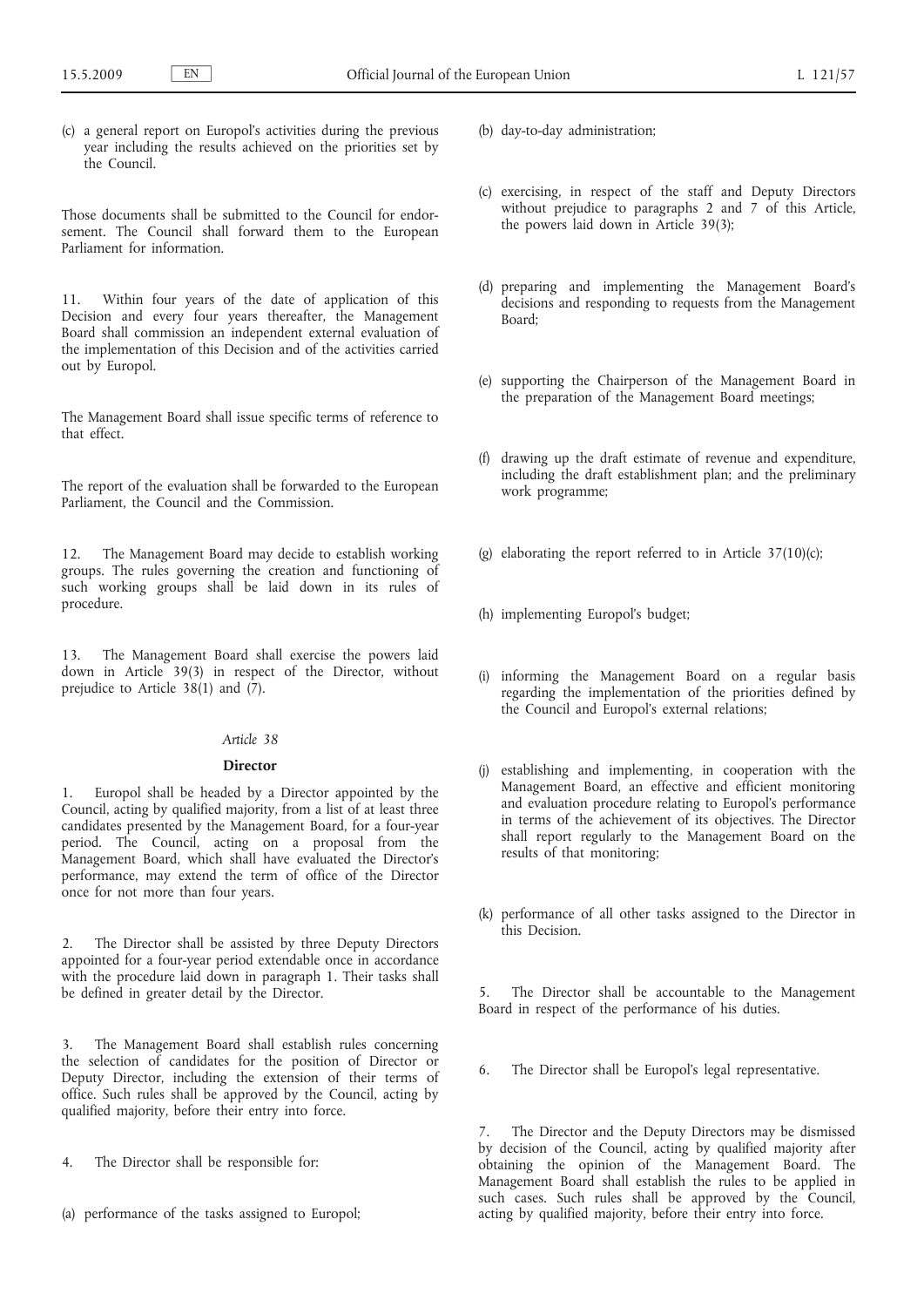(c) a general report on Europol's activities during the previous year including the results achieved on the priorities set by the Council.

Those documents shall be submitted to the Council for endorsement. The Council shall forward them to the European Parliament for information.

11. Within four years of the date of application of this Decision and every four years thereafter, the Management Board shall commission an independent external evaluation of the implementation of this Decision and of the activities carried out by Europol.

The Management Board shall issue specific terms of reference to that effect.

The report of the evaluation shall be forwarded to the European Parliament, the Council and the Commission.

12. The Management Board may decide to establish working groups. The rules governing the creation and functioning of such working groups shall be laid down in its rules of procedure.

13. The Management Board shall exercise the powers laid down in Article 39(3) in respect of the Director, without prejudice to Article 38(1) and (7).

*Article 38*

**Director**

1. Europol shall be headed by a Director appointed by the Council, acting by qualified majority, from a list of at least three candidates presented by the Management Board, for a four-year period. The Council, acting on a proposal from the Management Board, which shall have evaluated the Director's performance, may extend the term of office of the Director once for not more than four years.

2. The Director shall be assisted by three Deputy Directors appointed for a four-year period extendable once in accordance with the procedure laid down in paragraph 1. Their tasks shall be defined in greater detail by the Director.

3. The Management Board shall establish rules concerning the selection of candidates for the position of Director or Deputy Director, including the extension of their terms of office. Such rules shall be approved by the Council, acting by qualified majority, before their entry into force.

4. The Director shall be responsible for:

(a) performance of the tasks assigned to Europol;

(b) day-to-day administration;

(c) exercising, in respect of the staff and Deputy Directors without prejudice to paragraphs 2 and 7 of this Article, the powers laid down in Article 39(3);

(d) preparing and implementing the Management Board's decisions and responding to requests from the Management Board;

(e) supporting the Chairperson of the Management Board in the preparation of the Management Board meetings;

(f) drawing up the draft estimate of revenue and expenditure, including the draft establishment plan; and the preliminary work programme;

(g) elaborating the report referred to in Article 37(10)(c);

(h) implementing Europol's budget;

(i) informing the Management Board on a regular basis regarding the implementation of the priorities defined by the Council and Europol's external relations;

(j) establishing and implementing, in cooperation with the Management Board, an effective and efficient monitoring and evaluation procedure relating to Europol's performance in terms of the achievement of its objectives. The Director shall report regularly to the Management Board on the results of that monitoring;

(k) performance of all other tasks assigned to the Director in this Decision.

5. The Director shall be accountable to the Management Board in respect of the performance of his duties.

6. The Director shall be Europol's legal representative.

7. The Director and the Deputy Directors may be dismissed by decision of the Council, acting by qualified majority after obtaining the opinion of the Management Board. The Management Board shall establish the rules to be applied in such cases. Such rules shall be approved by the Council, acting by qualified majority, before their entry into force.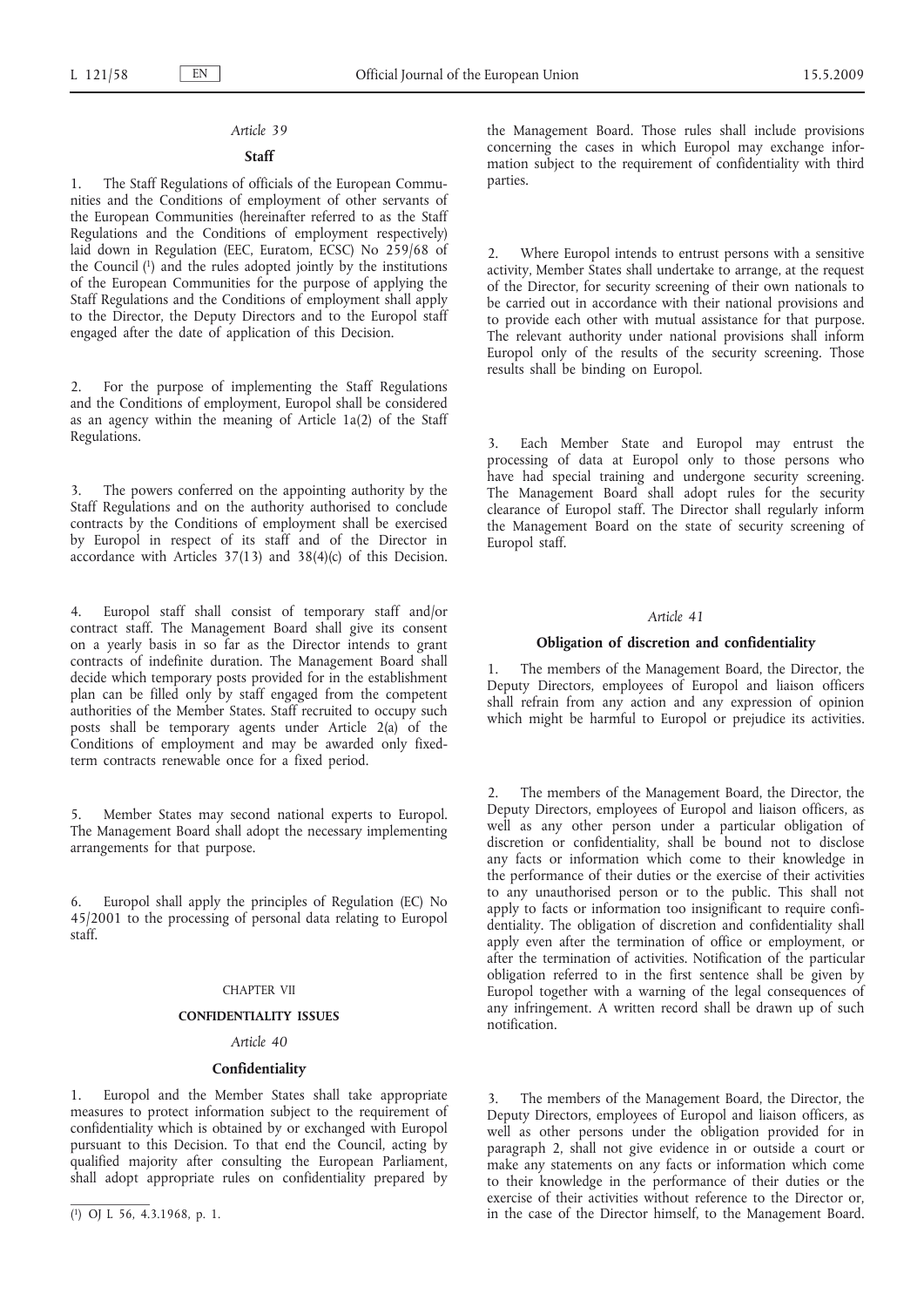*Article 39*

**Staff**

1. The Staff Regulations of officials of the European Communities and the Conditions of employment of other servants of the European Communities (hereinafter referred to as the Staff Regulations and the Conditions of employment respectively) laid down in Regulation (EEC, Euratom, ECSC) No 259/68 of the Council [1] and the rules adopted jointly by the institutions of the European Communities for the purpose of applying the Staff Regulations and the Conditions of employment shall apply to the Director, the Deputy Directors and to the Europol staff engaged after the date of application of this Decision.

2. For the purpose of implementing the Staff Regulations and the Conditions of employment, Europol shall be considered as an agency within the meaning of Article 1a(2) of the Staff Regulations.

3. The powers conferred on the appointing authority by the Staff Regulations and on the authority authorised to conclude contracts by the Conditions of employment shall be exercised by Europol in respect of its staff and of the Director in accordance with Articles 37(13) and 38(4)(c) of this Decision.

4. Europol staff shall consist of temporary staff and/or contract staff. The Management Board shall give its consent on a yearly basis in so far as the Director intends to grant contracts of indefinite duration. The Management Board shall decide which temporary posts provided for in the establishment plan can be filled only by staff engaged from the competent authorities of the Member States. Staff recruited to occupy such posts shall be temporary agents under Article 2(a) of the Conditions of employment and may be awarded only fixed-term contracts renewable once for a fixed period.

5. Member States may second national experts to Europol. The Management Board shall adopt the necessary implementing arrangements for that purpose.

6. Europol shall apply the principles of Regulation (EC) No 45/2001 to the processing of personal data relating to Europol staff.

CHAPTER VII

**CONFIDENTIALITY ISSUES**

*Article 40*

**Confidentiality**

1. Europol and the Member States shall take appropriate measures to protect information subject to the requirement of confidentiality which is obtained by or exchanged with Europol pursuant to this Decision. To that end the Council, acting by qualified majority after consulting the European Parliament, shall adopt appropriate rules on confidentiality prepared by the Management Board. Those rules shall include provisions concerning the cases in which Europol may exchange information subject to the requirement of confidentiality with third parties.

2. Where Europol intends to entrust persons with a sensitive activity, Member States shall undertake to arrange, at the request of the Director, for security screening of their own nationals to be carried out in accordance with their national provisions and to provide each other with mutual assistance for that purpose. The relevant authority under national provisions shall inform Europol only of the results of the security screening. Those results shall be binding on Europol.

3. Each Member State and Europol may entrust the processing of data at Europol only to those persons who have had special training and undergone security screening. The Management Board shall adopt rules for the security clearance of Europol staff. The Director shall regularly inform the Management Board on the state of security screening of Europol staff.

*Article 41*

**Obligation of discretion and confidentiality**

1. The members of the Management Board, the Director, the Deputy Directors, employees of Europol and liaison officers shall refrain from any action and any expression of opinion which might be harmful to Europol or prejudice its activities.

2. The members of the Management Board, the Director, the Deputy Directors, employees of Europol and liaison officers, as well as any other person under a particular obligation of discretion or confidentiality, shall be bound not to disclose any facts or information which come to their knowledge in the performance of their duties or the exercise of their activities to any unauthorised person or to the public. This shall not apply to facts or information too insignificant to require confidentiality. The obligation of discretion and confidentiality shall apply even after the termination of office or employment, or after the termination of activities. Notification of the particular obligation referred to in the first sentence shall be given by Europol together with a warning of the legal consequences of any infringement. A written record shall be drawn up of such notification.

3. The members of the Management Board, the Director, the Deputy Directors, employees of Europol and liaison officers, as well as other persons under the obligation provided for in paragraph 2, shall not give evidence in or outside a court or make any statements on any facts or information which come to their knowledge in the performance of their duties or the exercise of their activities without reference to the Director or, in the case of the Director himself, to the Management Board.

[1] OJ L 56, 4.3.1968, p. 1.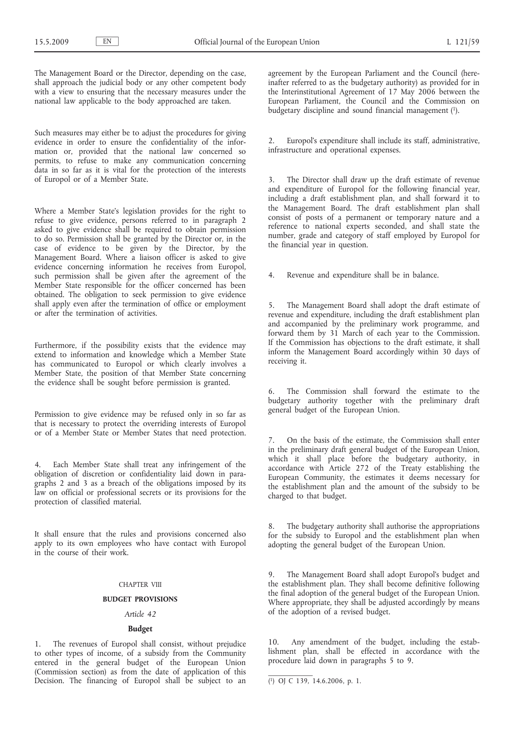The Management Board or the Director, depending on the case, shall approach the judicial body or any other competent body with a view to ensuring that the necessary measures under the national law applicable to the body approached are taken.

Such measures may either be to adjust the procedures for giving evidence in order to ensure the confidentiality of the information or, provided that the national law concerned so permits, to refuse to make any communication concerning data in so far as it is vital for the protection of the interests of Europol or of a Member State.

Where a Member State's legislation provides for the right to refuse to give evidence, persons referred to in paragraph 2 asked to give evidence shall be required to obtain permission to do so. Permission shall be granted by the Director or, in the case of evidence to be given by the Director, by the Management Board. Where a liaison officer is asked to give evidence concerning information he receives from Europol, such permission shall be given after the agreement of the Member State responsible for the officer concerned has been obtained. The obligation to seek permission to give evidence shall apply even after the termination of office or employment or after the termination of activities.

Furthermore, if the possibility exists that the evidence may extend to information and knowledge which a Member State has communicated to Europol or which clearly involves a Member State, the position of that Member State concerning the evidence shall be sought before permission is granted.

Permission to give evidence may be refused only in so far as that is necessary to protect the overriding interests of Europol or of a Member State or Member States that need protection.

4. Each Member State shall treat any infringement of the obligation of discretion or confidentiality laid down in paragraphs 2 and 3 as a breach of the obligations imposed by its law on official or professional secrets or its provisions for the protection of classified material.

It shall ensure that the rules and provisions concerned also apply to its own employees who have contact with Europol in the course of their work.

## CHAPTER VIII

## BUDGET PROVISIONS

### *Article 42*

### Budget

1. The revenues of Europol shall consist, without prejudice to other types of income, of a subsidy from the Community entered in the general budget of the European Union (Commission section) as from the date of application of this Decision. The financing of Europol shall be subject to an agreement by the European Parliament and the Council (hereinafter referred to as the budgetary authority) as provided for in the Interinstitutional Agreement of 17 May 2006 between the European Parliament, the Council and the Commission on budgetary discipline and sound financial management [1].

2. Europol's expenditure shall include its staff, administrative, infrastructure and operational expenses.

3. The Director shall draw up the draft estimate of revenue and expenditure of Europol for the following financial year, including a draft establishment plan, and shall forward it to the Management Board. The draft establishment plan shall consist of posts of a permanent or temporary nature and a reference to national experts seconded, and shall state the number, grade and category of staff employed by Europol for the financial year in question.

4. Revenue and expenditure shall be in balance.

5. The Management Board shall adopt the draft estimate of revenue and expenditure, including the draft establishment plan and accompanied by the preliminary work programme, and forward them by 31 March of each year to the Commission. If the Commission has objections to the draft estimate, it shall inform the Management Board accordingly within 30 days of receiving it.

6. The Commission shall forward the estimate to the budgetary authority together with the preliminary draft general budget of the European Union.

7. On the basis of the estimate, the Commission shall enter in the preliminary draft general budget of the European Union, which it shall place before the budgetary authority, in accordance with Article 272 of the Treaty establishing the European Community, the estimates it deems necessary for the establishment plan and the amount of the subsidy to be charged to that budget.

8. The budgetary authority shall authorise the appropriations for the subsidy to Europol and the establishment plan when adopting the general budget of the European Union.

9. The Management Board shall adopt Europol's budget and the establishment plan. They shall become definitive following the final adoption of the general budget of the European Union. Where appropriate, they shall be adjusted accordingly by means of the adoption of a revised budget.

10. Any amendment of the budget, including the establishment plan, shall be effected in accordance with the procedure laid down in paragraphs 5 to 9.

[1] OJ C 139, 14.6.2006, p. 1.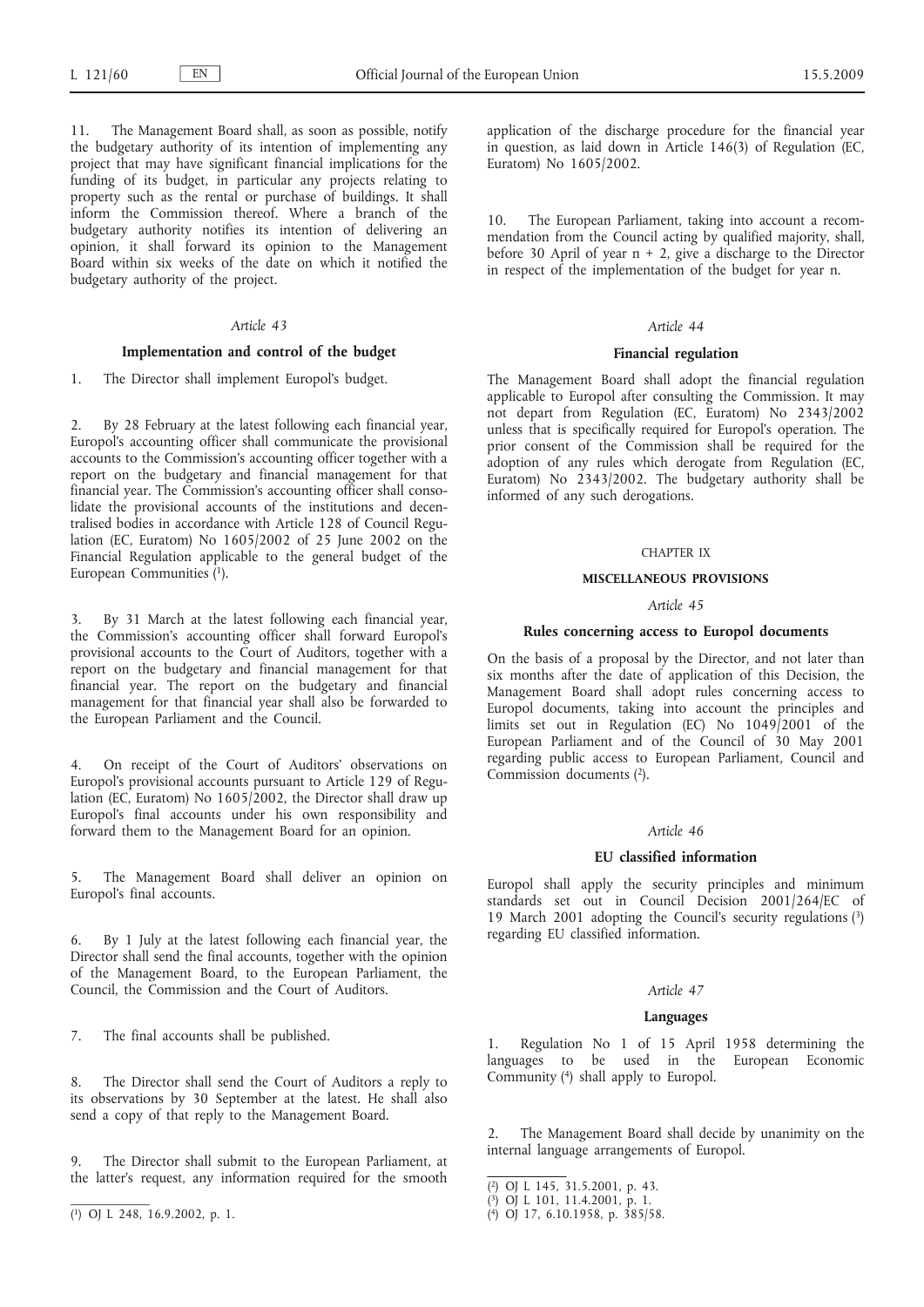11. The Management Board shall, as soon as possible, notify the budgetary authority of its intention of implementing any project that may have significant financial implications for the funding of its budget, in particular any projects relating to property such as the rental or purchase of buildings. It shall inform the Commission thereof. Where a branch of the budgetary authority notifies its intention of delivering an opinion, it shall forward its opinion to the Management Board within six weeks of the date on which it notified the budgetary authority of the project.

*Article 43*

**Implementation and control of the budget**

1. The Director shall implement Europol's budget.

2. By 28 February at the latest following each financial year, Europol's accounting officer shall communicate the provisional accounts to the Commission's accounting officer together with a report on the budgetary and financial management for that financial year. The Commission's accounting officer shall consolidate the provisional accounts of the institutions and decentralised bodies in accordance with Article 128 of Council Regulation (EC, Euratom) No 1605/2002 of 25 June 2002 on the Financial Regulation applicable to the general budget of the European Communities [1].

3. By 31 March at the latest following each financial year, the Commission's accounting officer shall forward Europol's provisional accounts to the Court of Auditors, together with a report on the budgetary and financial management for that financial year. The report on the budgetary and financial management for that financial year shall also be forwarded to the European Parliament and the Council.

4. On receipt of the Court of Auditors' observations on Europol's provisional accounts pursuant to Article 129 of Regulation (EC, Euratom) No 1605/2002, the Director shall draw up Europol's final accounts under his own responsibility and forward them to the Management Board for an opinion.

5. The Management Board shall deliver an opinion on Europol's final accounts.

6. By 1 July at the latest following each financial year, the Director shall send the final accounts, together with the opinion of the Management Board, to the European Parliament, the Council, the Commission and the Court of Auditors.

7. The final accounts shall be published.

8. The Director shall send the Court of Auditors a reply to its observations by 30 September at the latest. He shall also send a copy of that reply to the Management Board.

9. The Director shall submit to the European Parliament, at the latter's request, any information required for the smooth application of the discharge procedure for the financial year in question, as laid down in Article 146(3) of Regulation (EC, Euratom) No 1605/2002.

10. The European Parliament, taking into account a recommendation from the Council acting by qualified majority, shall, before 30 April of year n + 2, give a discharge to the Director in respect of the implementation of the budget for year n.

*Article 44*

**Financial regulation**

The Management Board shall adopt the financial regulation applicable to Europol after consulting the Commission. It may not depart from Regulation (EC, Euratom) No 2343/2002 unless that is specifically required for Europol's operation. The prior consent of the Commission shall be required for the adoption of any rules which derogate from Regulation (EC, Euratom) No 2343/2002. The budgetary authority shall be informed of any such derogations.

CHAPTER IX

**MISCELLANEOUS PROVISIONS**

*Article 45*

**Rules concerning access to Europol documents**

On the basis of a proposal by the Director, and not later than six months after the date of application of this Decision, the Management Board shall adopt rules concerning access to Europol documents, taking into account the principles and limits set out in Regulation (EC) No 1049/2001 of the European Parliament and of the Council of 30 May 2001 regarding public access to European Parliament, Council and Commission documents [2].

*Article 46*

**EU classified information**

Europol shall apply the security principles and minimum standards set out in Council Decision 2001/264/EC of 19 March 2001 adopting the Council's security regulations [3] regarding EU classified information.

*Article 47*

**Languages**

1. Regulation No 1 of 15 April 1958 determining the languages to be used in the European Economic Community [4] shall apply to Europol.

2. The Management Board shall decide by unanimity on the internal language arrangements of Europol.

---

[1] OJ L 248, 16.9.2002, p. 1.

[2] OJ L 145, 31.5.2001, p. 43.

[3] OJ L 101, 11.4.2001, p. 1.

[4] OJ 17, 6.10.1958, p. 385/58.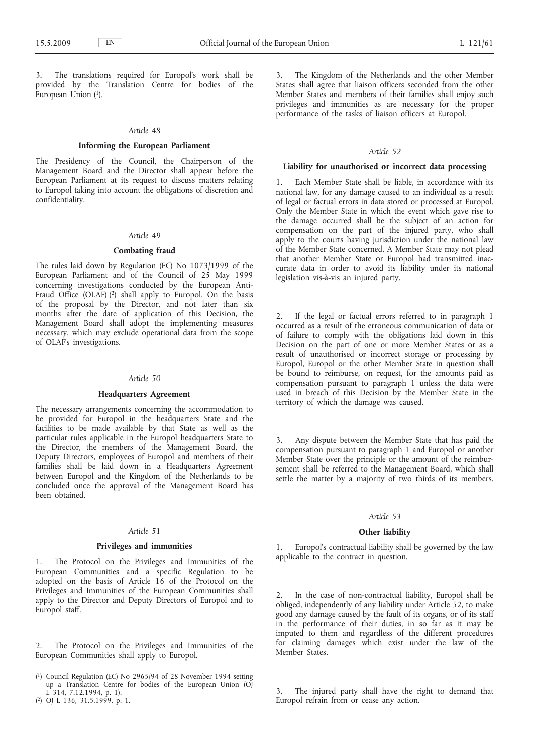3. The translations required for Europol's work shall be provided by the Translation Centre for bodies of the European Union [1].

## Article 48

### Informing the European Parliament

The Presidency of the Council, the Chairperson of the Management Board and the Director shall appear before the European Parliament at its request to discuss matters relating to Europol taking into account the obligations of discretion and confidentiality.

## Article 49

### Combating fraud

The rules laid down by Regulation (EC) No 1073/1999 of the European Parliament and of the Council of 25 May 1999 concerning investigations conducted by the European Anti-Fraud Office (OLAF) [2] shall apply to Europol. On the basis of the proposal by the Director, and not later than six months after the date of application of this Decision, the Management Board shall adopt the implementing measures necessary, which may exclude operational data from the scope of OLAF's investigations.

## Article 50

### Headquarters Agreement

The necessary arrangements concerning the accommodation to be provided for Europol in the headquarters State and the facilities to be made available by that State as well as the particular rules applicable in the Europol headquarters State to the Director, the members of the Management Board, the Deputy Directors, employees of Europol and members of their families shall be laid down in a Headquarters Agreement between Europol and the Kingdom of the Netherlands to be concluded once the approval of the Management Board has been obtained.

## Article 51

### Privileges and immunities

1. The Protocol on the Privileges and Immunities of the European Communities and a specific Regulation to be adopted on the basis of Article 16 of the Protocol on the Privileges and Immunities of the European Communities shall apply to the Director and Deputy Directors of Europol and to Europol staff.

2. The Protocol on the Privileges and Immunities of the European Communities shall apply to Europol.

3. The Kingdom of the Netherlands and the other Member States shall agree that liaison officers seconded from the other Member States and members of their families shall enjoy such privileges and immunities as are necessary for the proper performance of the tasks of liaison officers at Europol.

## Article 52

### Liability for unauthorised or incorrect data processing

1. Each Member State shall be liable, in accordance with its national law, for any damage caused to an individual as a result of legal or factual errors in data stored or processed at Europol. Only the Member State in which the event which gave rise to the damage occurred shall be the subject of an action for compensation on the part of the injured party, who shall apply to the courts having jurisdiction under the national law of the Member State concerned. A Member State may not plead that another Member State or Europol had transmitted inaccurate data in order to avoid its liability under its national legislation vis-à-vis an injured party.

2. If the legal or factual errors referred to in paragraph 1 occurred as a result of the erroneous communication of data or of failure to comply with the obligations laid down in this Decision on the part of one or more Member States or as a result of unauthorised or incorrect storage or processing by Europol, Europol or the other Member State in question shall be bound to reimburse, on request, for the amounts paid as compensation pursuant to paragraph 1 unless the data were used in breach of this Decision by the Member State in the territory of which the damage was caused.

3. Any dispute between the Member State that has paid the compensation pursuant to paragraph 1 and Europol or another Member State over the principle or the amount of the reimbursement shall be referred to the Management Board, which shall settle the matter by a majority of two thirds of its members.

## Article 53

### Other liability

1. Europol's contractual liability shall be governed by the law applicable to the contract in question.

2. In the case of non-contractual liability, Europol shall be obliged, independently of any liability under Article 52, to make good any damage caused by the fault of its organs, or of its staff in the performance of their duties, in so far as it may be imputed to them and regardless of the different procedures for claiming damages which exist under the law of the Member States.

3. The injured party shall have the right to demand that Europol refrain from or cease any action.

---

[1] Council Regulation (EC) No 2965/94 of 28 November 1994 setting up a Translation Centre for bodies of the European Union (OJ L 314, 7.12.1994, p. 1).

[2] OJ L 136, 31.5.1999, p. 1.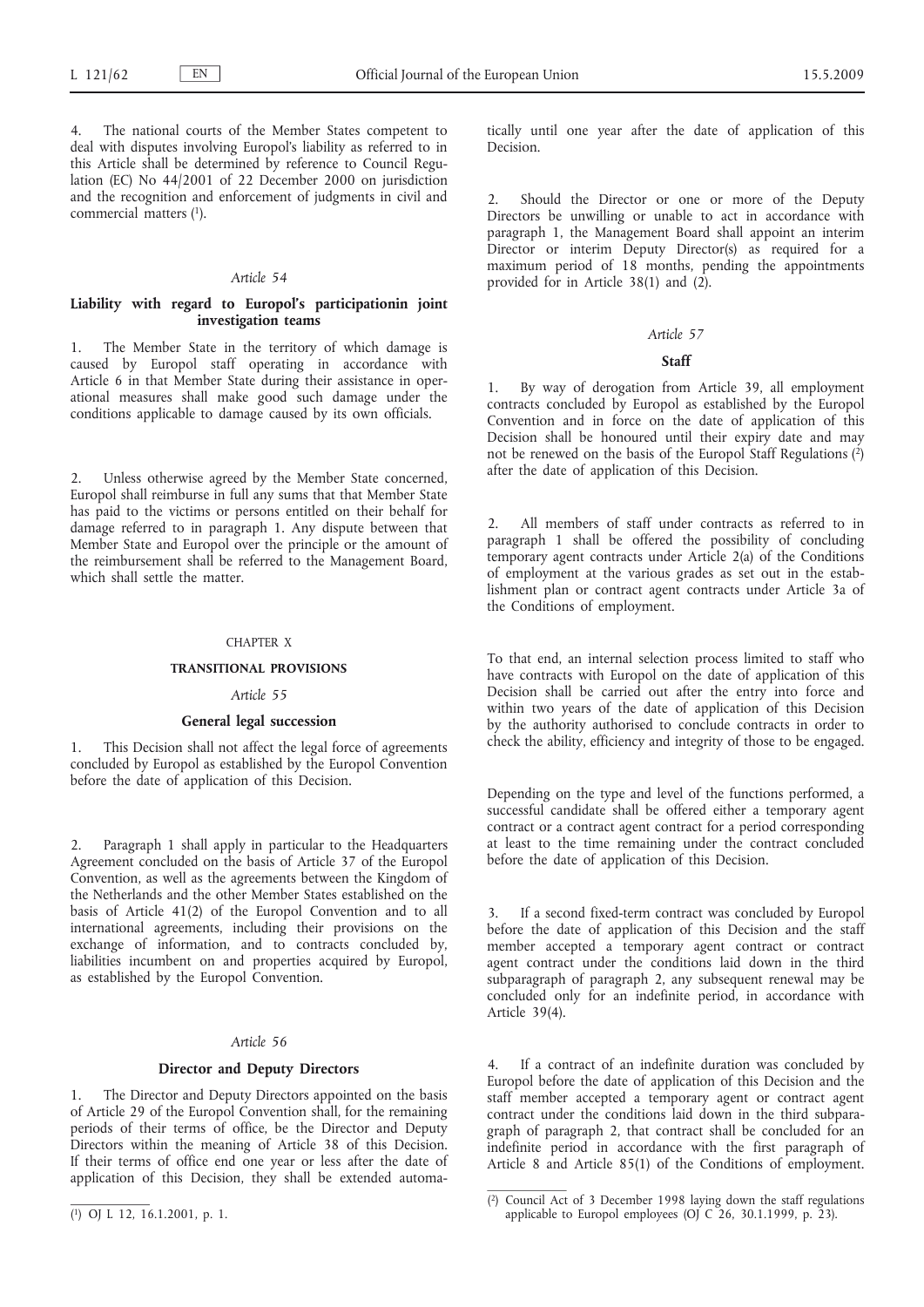4. The national courts of the Member States competent to deal with disputes involving Europol's liability as referred to in this Article shall be determined by reference to Council Regulation (EC) No 44/2001 of 22 December 2000 on jurisdiction and the recognition and enforcement of judgments in civil and commercial matters [1].

*Article 54*

**Liability with regard to Europol's participationin joint investigation teams**

1. The Member State in the territory of which damage is caused by Europol staff operating in accordance with Article 6 in that Member State during their assistance in operational measures shall make good such damage under the conditions applicable to damage caused by its own officials.

2. Unless otherwise agreed by the Member State concerned, Europol shall reimburse in full any sums that that Member State has paid to the victims or persons entitled on their behalf for damage referred to in paragraph 1. Any dispute between that Member State and Europol over the principle or the amount of the reimbursement shall be referred to the Management Board, which shall settle the matter.

CHAPTER X

**TRANSITIONAL PROVISIONS**

*Article 55*

**General legal succession**

1. This Decision shall not affect the legal force of agreements concluded by Europol as established by the Europol Convention before the date of application of this Decision.

2. Paragraph 1 shall apply in particular to the Headquarters Agreement concluded on the basis of Article 37 of the Europol Convention, as well as the agreements between the Kingdom of the Netherlands and the other Member States established on the basis of Article 41(2) of the Europol Convention and to all international agreements, including their provisions on the exchange of information, and to contracts concluded by, liabilities incumbent on and properties acquired by Europol, as established by the Europol Convention.

*Article 56*

**Director and Deputy Directors**

1. The Director and Deputy Directors appointed on the basis of Article 29 of the Europol Convention shall, for the remaining periods of their terms of office, be the Director and Deputy Directors within the meaning of Article 38 of this Decision. If their terms of office end one year or less after the date of application of this Decision, they shall be extended automatically until one year after the date of application of this Decision.

2. Should the Director or one or more of the Deputy Directors be unwilling or unable to act in accordance with paragraph 1, the Management Board shall appoint an interim Director or interim Deputy Director(s) as required for a maximum period of 18 months, pending the appointments provided for in Article 38(1) and (2).

*Article 57*

**Staff**

1. By way of derogation from Article 39, all employment contracts concluded by Europol as established by the Europol Convention and in force on the date of application of this Decision shall be honoured until their expiry date and may not be renewed on the basis of the Europol Staff Regulations [2] after the date of application of this Decision.

2. All members of staff under contracts as referred to in paragraph 1 shall be offered the possibility of concluding temporary agent contracts under Article 2(a) of the Conditions of employment at the various grades as set out in the establishment plan or contract agent contracts under Article 3a of the Conditions of employment.

To that end, an internal selection process limited to staff who have contracts with Europol on the date of application of this Decision shall be carried out after the entry into force and within two years of the date of application of this Decision by the authority authorised to conclude contracts in order to check the ability, efficiency and integrity of those to be engaged.

Depending on the type and level of the functions performed, a successful candidate shall be offered either a temporary agent contract or a contract agent contract for a period corresponding at least to the time remaining under the contract concluded before the date of application of this Decision.

3. If a second fixed-term contract was concluded by Europol before the date of application of this Decision and the staff member accepted a temporary agent contract or contract agent contract under the conditions laid down in the third subparagraph of paragraph 2, any subsequent renewal may be concluded only for an indefinite period, in accordance with Article 39(4).

4. If a contract of an indefinite duration was concluded by Europol before the date of application of this Decision and the staff member accepted a temporary agent or contract agent contract under the conditions laid down in the third subparagraph of paragraph 2, that contract shall be concluded for an indefinite period in accordance with the first paragraph of Article 8 and Article 85(1) of the Conditions of employment.

---

[1] OJ L 12, 16.1.2001, p. 1.

[2] Council Act of 3 December 1998 laying down the staff regulations applicable to Europol employees (OJ C 26, 30.1.1999, p. 23).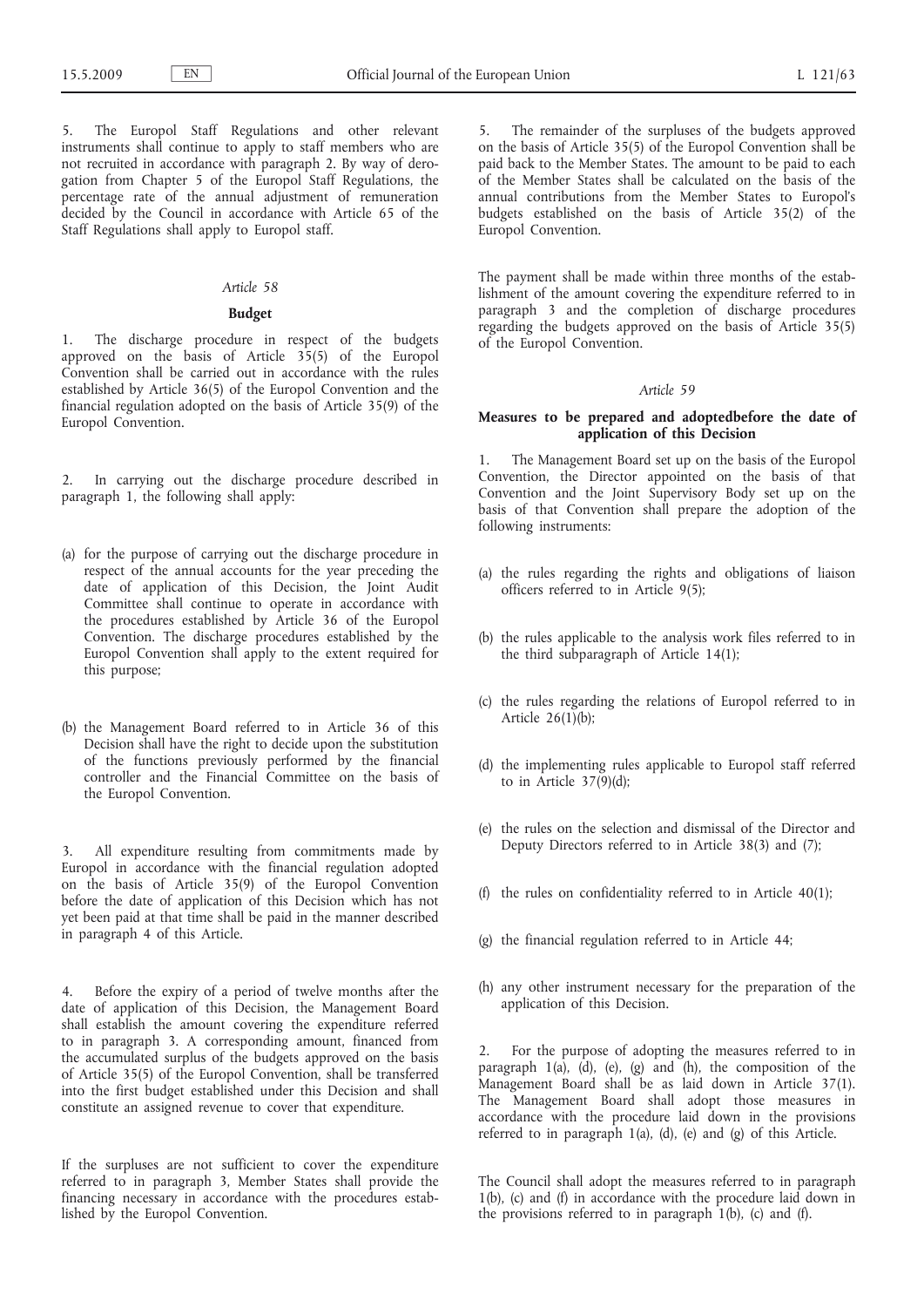5. The Europol Staff Regulations and other relevant instruments shall continue to apply to staff members who are not recruited in accordance with paragraph 2. By way of derogation from Chapter 5 of the Europol Staff Regulations, the percentage rate of the annual adjustment of remuneration decided by the Council in accordance with Article 65 of the Staff Regulations shall apply to Europol staff.

### *Article 58*

### **Budget**

1. The discharge procedure in respect of the budgets approved on the basis of Article 35(5) of the Europol Convention shall be carried out in accordance with the rules established by Article 36(5) of the Europol Convention and the financial regulation adopted on the basis of Article 35(9) of the Europol Convention.

2. In carrying out the discharge procedure described in paragraph 1, the following shall apply:

(a) for the purpose of carrying out the discharge procedure in respect of the annual accounts for the year preceding the date of application of this Decision, the Joint Audit Committee shall continue to operate in accordance with the procedures established by Article 36 of the Europol Convention. The discharge procedures established by the Europol Convention shall apply to the extent required for this purpose;

(b) the Management Board referred to in Article 36 of this Decision shall have the right to decide upon the substitution of the functions previously performed by the financial controller and the Financial Committee on the basis of the Europol Convention.

3. All expenditure resulting from commitments made by Europol in accordance with the financial regulation adopted on the basis of Article 35(9) of the Europol Convention before the date of application of this Decision which has not yet been paid at that time shall be paid in the manner described in paragraph 4 of this Article.

4. Before the expiry of a period of twelve months after the date of application of this Decision, the Management Board shall establish the amount covering the expenditure referred to in paragraph 3. A corresponding amount, financed from the accumulated surplus of the budgets approved on the basis of Article 35(5) of the Europol Convention, shall be transferred into the first budget established under this Decision and shall constitute an assigned revenue to cover that expenditure.

If the surpluses are not sufficient to cover the expenditure referred to in paragraph 3, Member States shall provide the financing necessary in accordance with the procedures established by the Europol Convention.

5. The remainder of the surpluses of the budgets approved on the basis of Article 35(5) of the Europol Convention shall be paid back to the Member States. The amount to be paid to each of the Member States shall be calculated on the basis of the annual contributions from the Member States to Europol's budgets established on the basis of Article 35(2) of the Europol Convention.

The payment shall be made within three months of the establishment of the amount covering the expenditure referred to in paragraph 3 and the completion of discharge procedures regarding the budgets approved on the basis of Article 35(5) of the Europol Convention.

### *Article 59*

### **Measures to be prepared and adoptedbefore the date of application of this Decision**

1. The Management Board set up on the basis of the Europol Convention, the Director appointed on the basis of that Convention and the Joint Supervisory Body set up on the basis of that Convention shall prepare the adoption of the following instruments:

(a) the rules regarding the rights and obligations of liaison officers referred to in Article 9(5);

(b) the rules applicable to the analysis work files referred to in the third subparagraph of Article 14(1);

(c) the rules regarding the relations of Europol referred to in Article 26(1)(b);

(d) the implementing rules applicable to Europol staff referred to in Article 37(9)(d);

(e) the rules on the selection and dismissal of the Director and Deputy Directors referred to in Article 38(3) and (7);

(f) the rules on confidentiality referred to in Article 40(1);

(g) the financial regulation referred to in Article 44;

(h) any other instrument necessary for the preparation of the application of this Decision.

2. For the purpose of adopting the measures referred to in paragraph 1(a), (d), (e), (g) and (h), the composition of the Management Board shall be as laid down in Article 37(1). The Management Board shall adopt those measures in accordance with the procedure laid down in the provisions referred to in paragraph 1(a), (d), (e) and (g) of this Article.

The Council shall adopt the measures referred to in paragraph 1(b), (c) and (f) in accordance with the procedure laid down in the provisions referred to in paragraph 1(b), (c) and (f).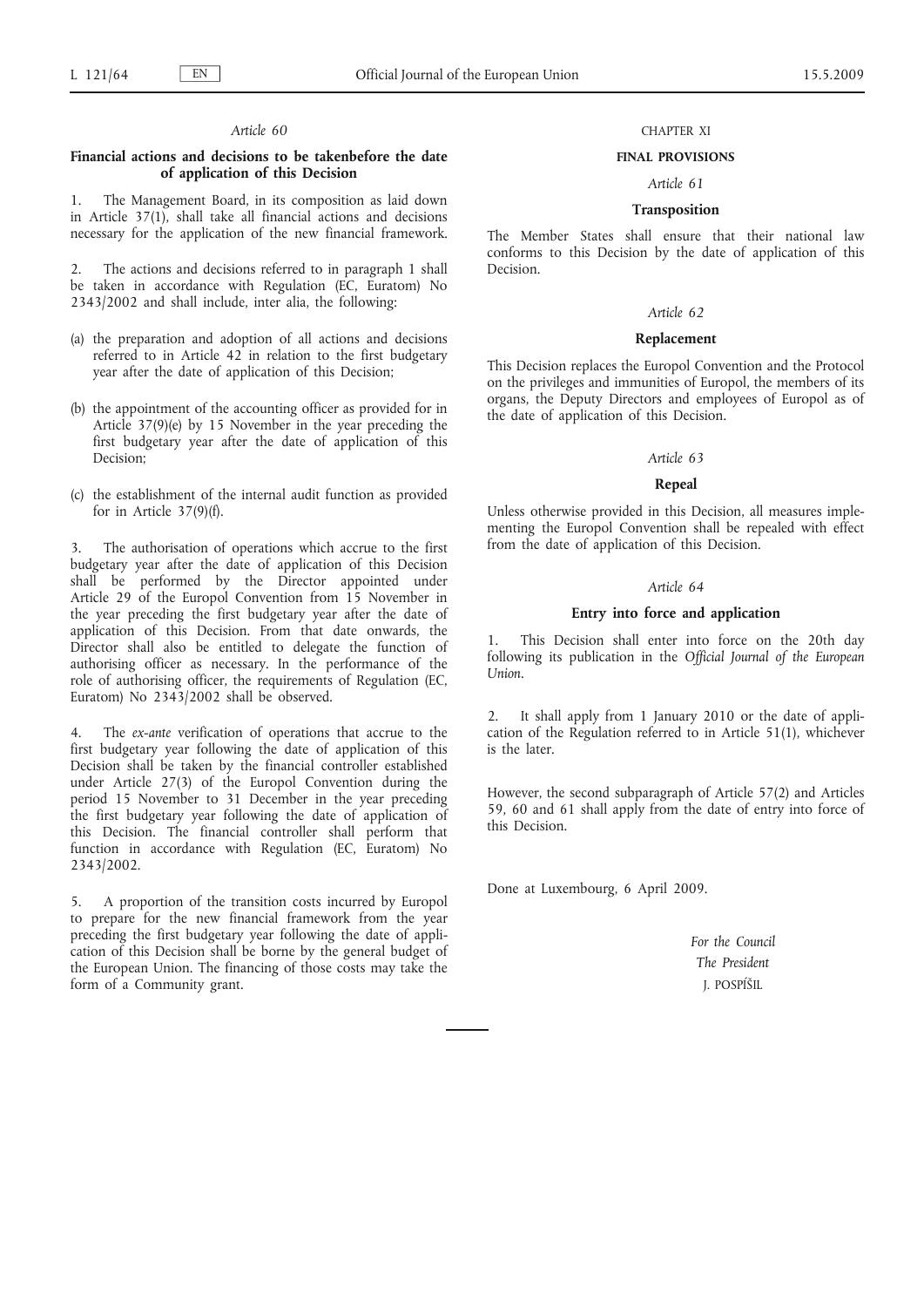*Article 60*

**Financial actions and decisions to be takenbefore the date of application of this Decision**

1. The Management Board, in its composition as laid down in Article 37(1), shall take all financial actions and decisions necessary for the application of the new financial framework.

2. The actions and decisions referred to in paragraph 1 shall be taken in accordance with Regulation (EC, Euratom) No 2343/2002 and shall include, inter alia, the following:

(a) the preparation and adoption of all actions and decisions referred to in Article 42 in relation to the first budgetary year after the date of application of this Decision;

(b) the appointment of the accounting officer as provided for in Article 37(9)(e) by 15 November in the year preceding the first budgetary year after the date of application of this Decision;

(c) the establishment of the internal audit function as provided for in Article 37(9)(f).

3. The authorisation of operations which accrue to the first budgetary year after the date of application of this Decision shall be performed by the Director appointed under Article 29 of the Europol Convention from 15 November in the year preceding the first budgetary year after the date of application of this Decision. From that date onwards, the Director shall also be entitled to delegate the function of authorising officer as necessary. In the performance of the role of authorising officer, the requirements of Regulation (EC, Euratom) No 2343/2002 shall be observed.

4. The *ex-ante* verification of operations that accrue to the first budgetary year following the date of application of this Decision shall be taken by the financial controller established under Article 27(3) of the Europol Convention during the period 15 November to 31 December in the year preceding the first budgetary year following the date of application of this Decision. The financial controller shall perform that function in accordance with Regulation (EC, Euratom) No 2343/2002.

5. A proportion of the transition costs incurred by Europol to prepare for the new financial framework from the year preceding the first budgetary year following the date of application of this Decision shall be borne by the general budget of the European Union. The financing of those costs may take the form of a Community grant.

CHAPTER XI

**FINAL PROVISIONS**

*Article 61*

**Transposition**

The Member States shall ensure that their national law conforms to this Decision by the date of application of this Decision.

*Article 62*

**Replacement**

This Decision replaces the Europol Convention and the Protocol on the privileges and immunities of Europol, the members of its organs, the Deputy Directors and employees of Europol as of the date of application of this Decision.

*Article 63*

**Repeal**

Unless otherwise provided in this Decision, all measures implementing the Europol Convention shall be repealed with effect from the date of application of this Decision.

*Article 64*

**Entry into force and application**

1. This Decision shall enter into force on the 20th day following its publication in the *Official Journal of the European Union*.

2. It shall apply from 1 January 2010 or the date of application of the Regulation referred to in Article 51(1), whichever is the later.

However, the second subparagraph of Article 57(2) and Articles 59, 60 and 61 shall apply from the date of entry into force of this Decision.

Done at Luxembourg, 6 April 2009.

*For the Council*

*The President*

J. POSPÍŠIL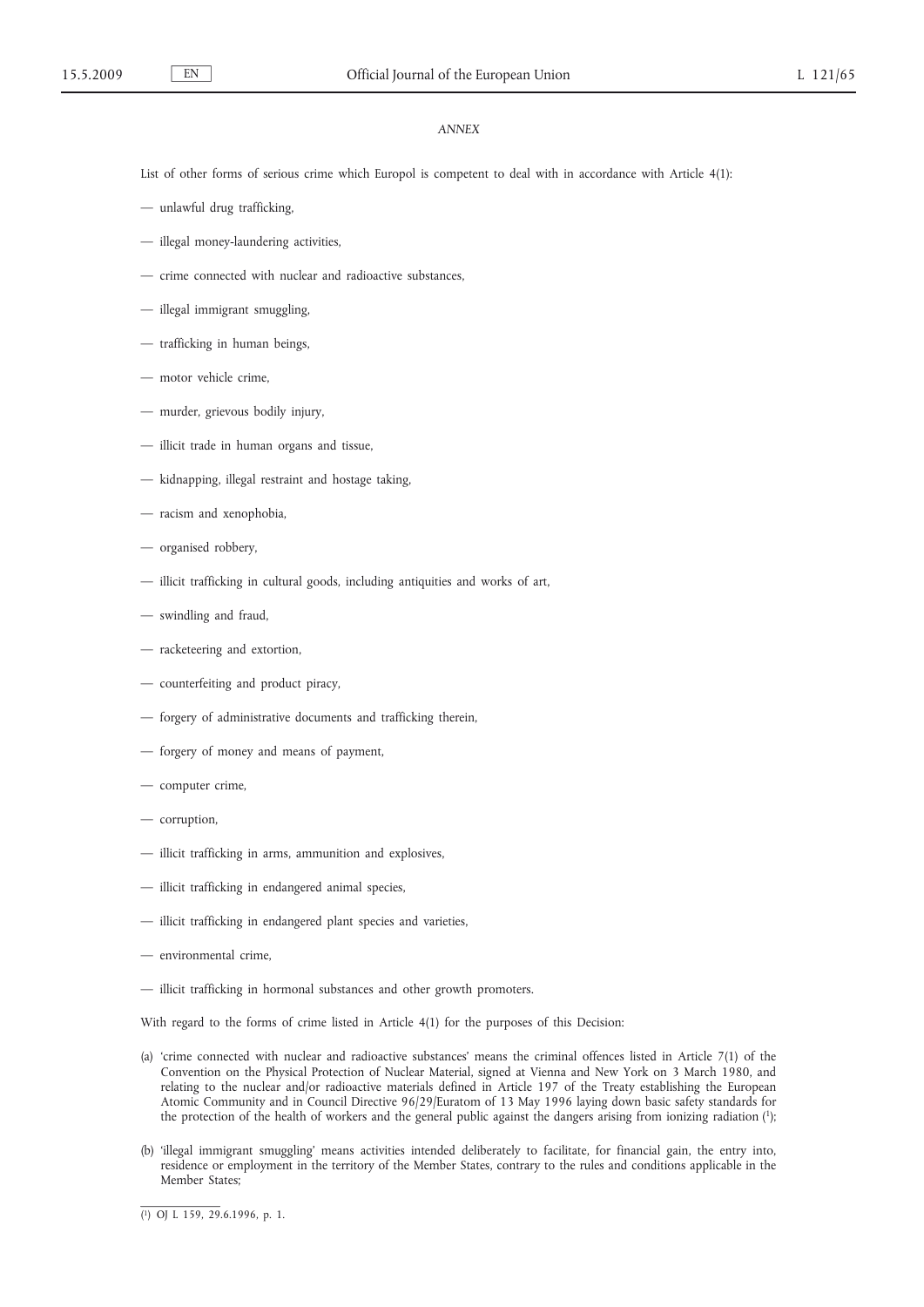*ANNEX*

List of other forms of serious crime which Europol is competent to deal with in accordance with Article 4(1):

— unlawful drug trafficking,

— illegal money-laundering activities,

— crime connected with nuclear and radioactive substances,

— illegal immigrant smuggling,

— trafficking in human beings,

— motor vehicle crime,

— murder, grievous bodily injury,

— illicit trade in human organs and tissue,

— kidnapping, illegal restraint and hostage taking,

— racism and xenophobia,

— organised robbery,

— illicit trafficking in cultural goods, including antiquities and works of art,

— swindling and fraud,

— racketeering and extortion,

— counterfeiting and product piracy,

— forgery of administrative documents and trafficking therein,

— forgery of money and means of payment,

— computer crime,

— corruption,

— illicit trafficking in arms, ammunition and explosives,

— illicit trafficking in endangered animal species,

— illicit trafficking in endangered plant species and varieties,

— environmental crime,

— illicit trafficking in hormonal substances and other growth promoters.

With regard to the forms of crime listed in Article 4(1) for the purposes of this Decision:

(a) 'crime connected with nuclear and radioactive substances' means the criminal offences listed in Article 7(1) of the Convention on the Physical Protection of Nuclear Material, signed at Vienna and New York on 3 March 1980, and relating to the nuclear and/or radioactive materials defined in Article 197 of the Treaty establishing the European Atomic Community and in Council Directive 96/29/Euratom of 13 May 1996 laying down basic safety standards for the protection of the health of workers and the general public against the dangers arising from ionizing radiation [1];

(b) 'illegal immigrant smuggling' means activities intended deliberately to facilitate, for financial gain, the entry into, residence or employment in the territory of the Member States, contrary to the rules and conditions applicable in the Member States;

---

[1] OJ L 159, 29.6.1996, p. 1.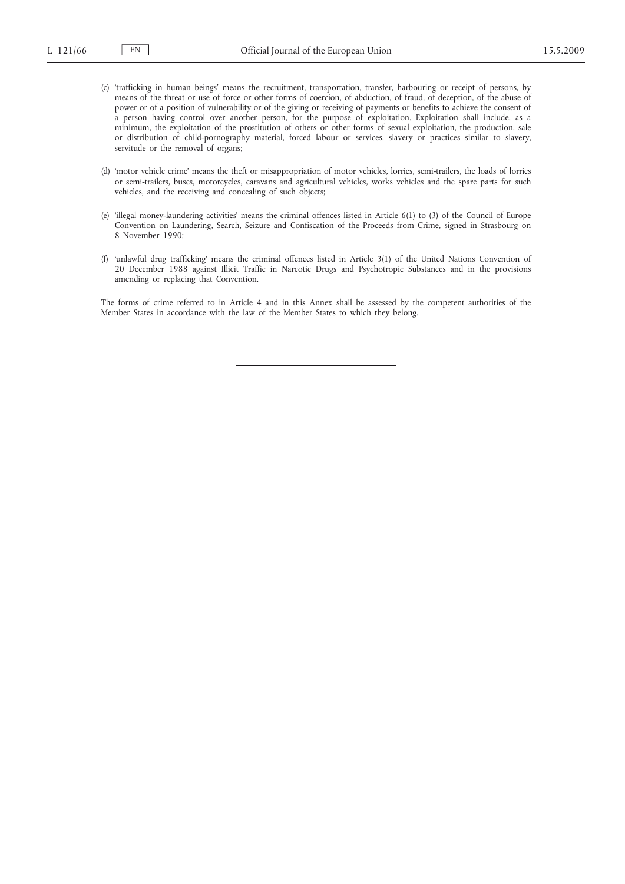(c) 'trafficking in human beings' means the recruitment, transportation, transfer, harbouring or receipt of persons, by means of the threat or use of force or other forms of coercion, of abduction, of fraud, of deception, of the abuse of power or of a position of vulnerability or of the giving or receiving of payments or benefits to achieve the consent of a person having control over another person, for the purpose of exploitation. Exploitation shall include, as a minimum, the exploitation of the prostitution of others or other forms of sexual exploitation, the production, sale or distribution of child-pornography material, forced labour or services, slavery or practices similar to slavery, servitude or the removal of organs;

(d) 'motor vehicle crime' means the theft or misappropriation of motor vehicles, lorries, semi-trailers, the loads of lorries or semi-trailers, buses, motorcycles, caravans and agricultural vehicles, works vehicles and the spare parts for such vehicles, and the receiving and concealing of such objects;

(e) 'illegal money-laundering activities' means the criminal offences listed in Article 6(1) to (3) of the Council of Europe Convention on Laundering, Search, Seizure and Confiscation of the Proceeds from Crime, signed in Strasbourg on 8 November 1990;

(f) 'unlawful drug trafficking' means the criminal offences listed in Article 3(1) of the United Nations Convention of 20 December 1988 against Illicit Traffic in Narcotic Drugs and Psychotropic Substances and in the provisions amending or replacing that Convention.

The forms of crime referred to in Article 4 and in this Annex shall be assessed by the competent authorities of the Member States in accordance with the law of the Member States to which they belong.